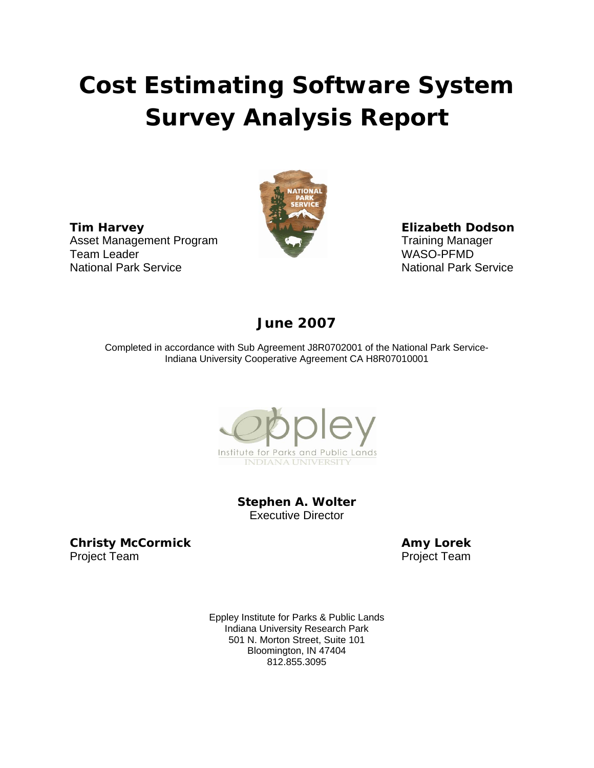# Cost Estimating Software System Survey Analysis Report

**Tim Harvey**
Asset Management Program
Team Leader
National Park Service

**Elizabeth Dodson**
Training Manager
WASO-PFMD
National Park Service

**June 2007**

Completed in accordance with Sub Agreement J8R0702001 of the National Park Service-Indiana University Cooperative Agreement CA H8R07010001

**Stephen A. Wolter**
Executive Director

**Christy McCormick**
Project Team

**Amy Lorek**
Project Team

Eppley Institute for Parks & Public Lands
Indiana University Research Park
501 N. Morton Street, Suite 101
Bloomington, IN 47404
812.855.3095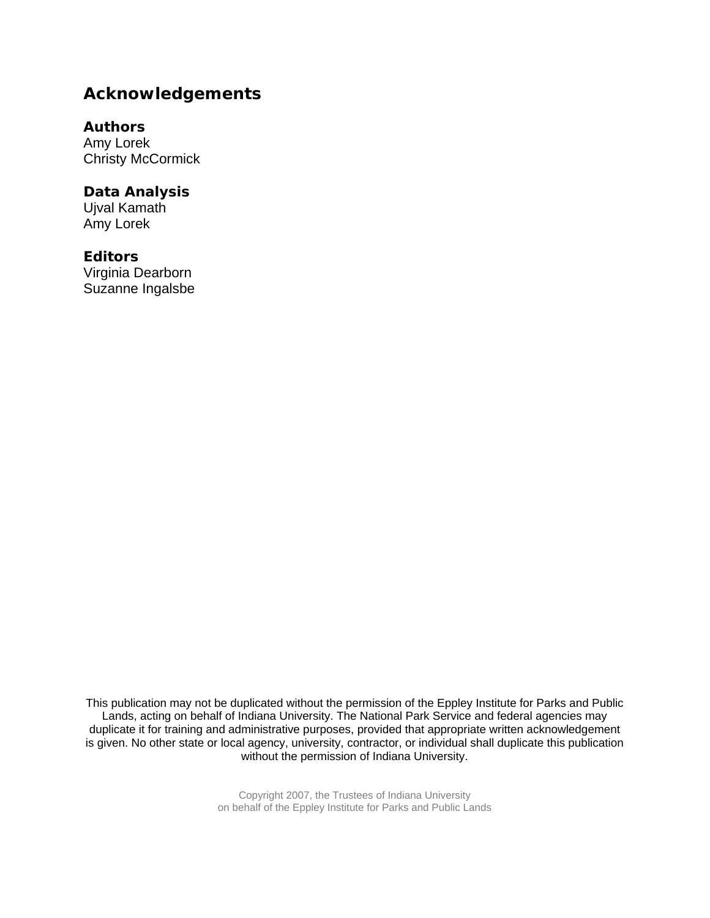# Acknowledgements

## Authors

Amy Lorek
Christy McCormick

## Data Analysis

Ujval Kamath
Amy Lorek

## Editors

Virginia Dearborn
Suzanne Ingalsbe

This publication may not be duplicated without the permission of the Eppley Institute for Parks and Public Lands, acting on behalf of Indiana University. The National Park Service and federal agencies may duplicate it for training and administrative purposes, provided that appropriate written acknowledgement is given. No other state or local agency, university, contractor, or individual shall duplicate this publication without the permission of Indiana University.

Copyright 2007, the Trustees of Indiana University
on behalf of the Eppley Institute for Parks and Public Lands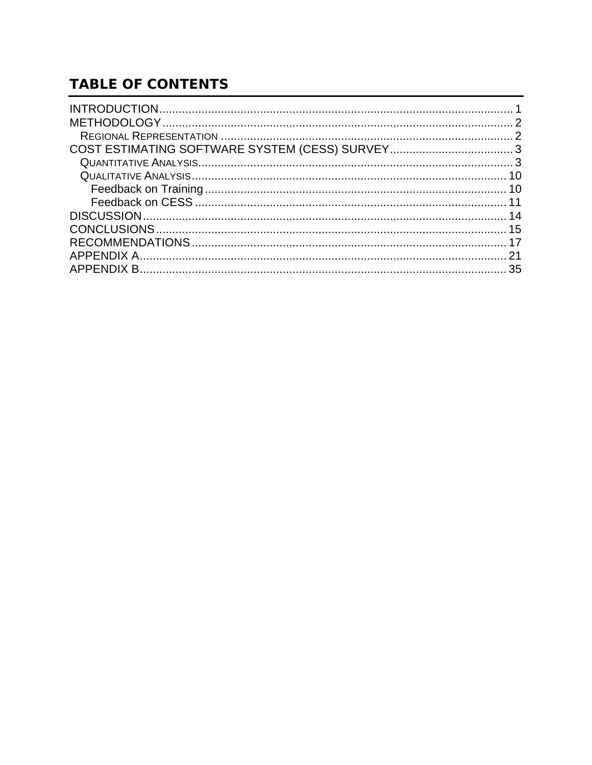## TABLE OF CONTENTS

INTRODUCTION ........................................................................................................ 1
METHODOLOGY ....................................................................................................... 2
  REGIONAL REPRESENTATION ........................................................................... 2
COST ESTIMATING SOFTWARE SYSTEM (CESS) SURVEY ........................................ 3
  QUANTITATIVE ANALYSIS ................................................................................... 3
  QUALITATIVE ANALYSIS ..................................................................................... 10
    Feedback on Training ..................................................................................... 10
    Feedback on CESS ......................................................................................... 11
DISCUSSION ........................................................................................................... 14
CONCLUSIONS ........................................................................................................ 15
RECOMMENDATIONS .............................................................................................. 17
APPENDIX A ............................................................................................................ 21
APPENDIX B ............................................................................................................ 35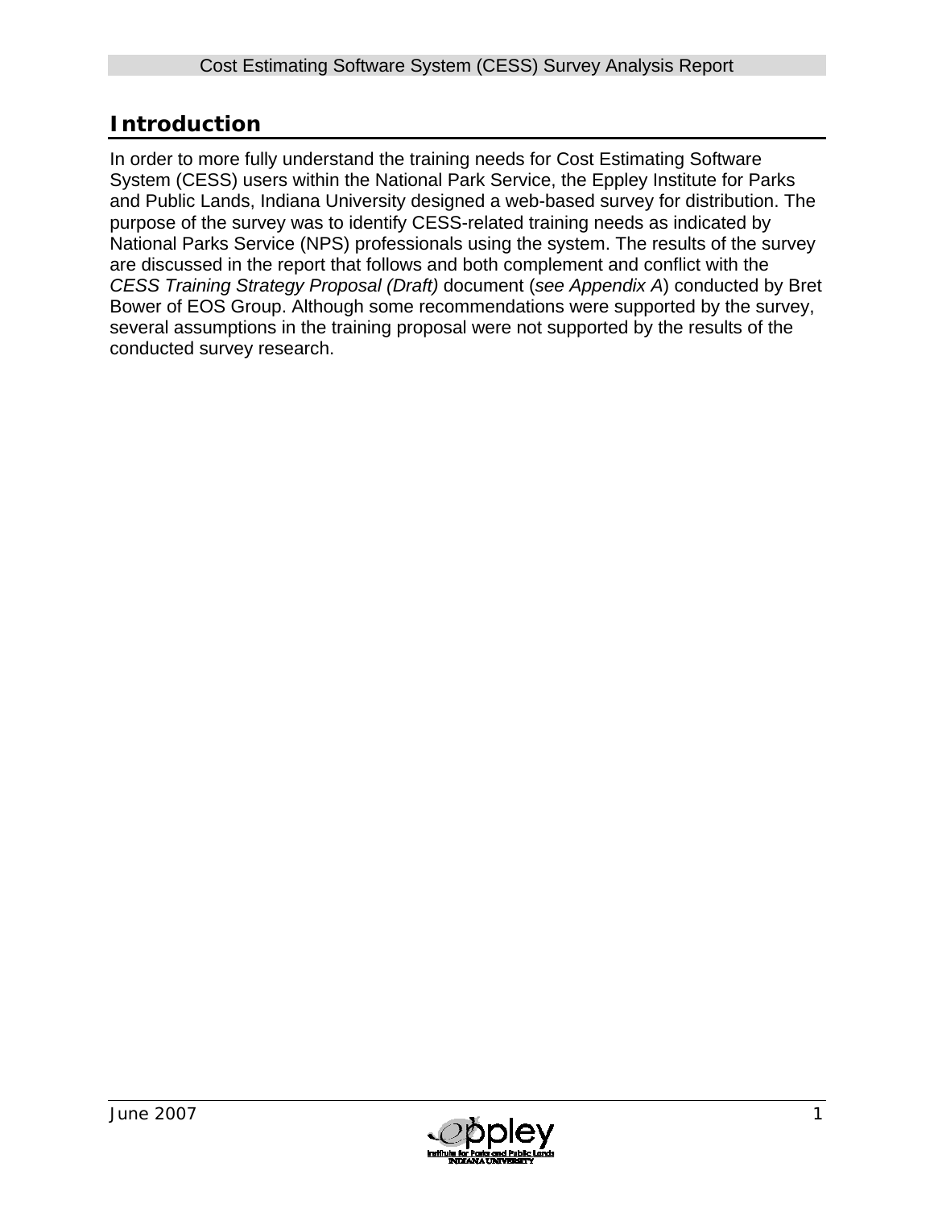## Introduction

In order to more fully understand the training needs for Cost Estimating Software System (CESS) users within the National Park Service, the Eppley Institute for Parks and Public Lands, Indiana University designed a web-based survey for distribution. The purpose of the survey was to identify CESS-related training needs as indicated by National Parks Service (NPS) professionals using the system. The results of the survey are discussed in the report that follows and both complement and conflict with the *CESS Training Strategy Proposal (Draft)* document (*see Appendix A*) conducted by Bret Bower of EOS Group. Although some recommendations were supported by the survey, several assumptions in the training proposal were not supported by the results of the conducted survey research.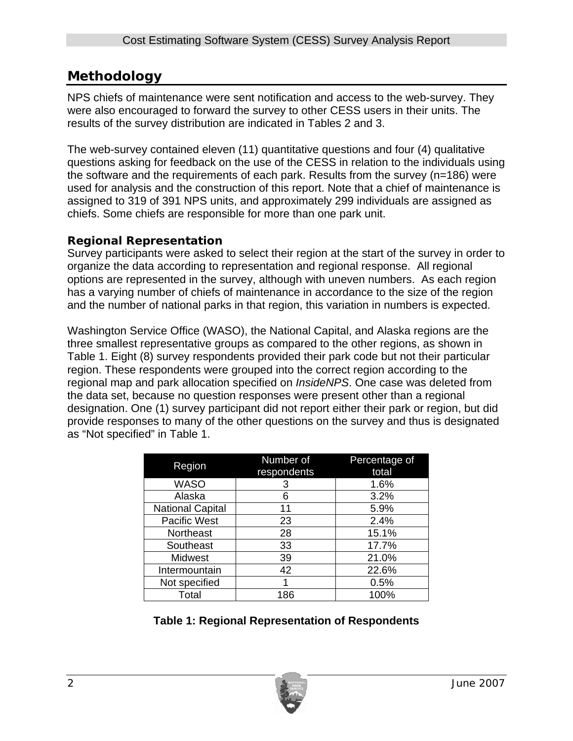## Methodology

NPS chiefs of maintenance were sent notification and access to the web-survey. They were also encouraged to forward the survey to other CESS users in their units. The results of the survey distribution are indicated in Tables 2 and 3.

The web-survey contained eleven (11) quantitative questions and four (4) qualitative questions asking for feedback on the use of the CESS in relation to the individuals using the software and the requirements of each park. Results from the survey (n=186) were used for analysis and the construction of this report. Note that a chief of maintenance is assigned to 319 of 391 NPS units, and approximately 299 individuals are assigned as chiefs. Some chiefs are responsible for more than one park unit.

### Regional Representation

Survey participants were asked to select their region at the start of the survey in order to organize the data according to representation and regional response. All regional options are represented in the survey, although with uneven numbers. As each region has a varying number of chiefs of maintenance in accordance to the size of the region and the number of national parks in that region, this variation in numbers is expected.

Washington Service Office (WASO), the National Capital, and Alaska regions are the three smallest representative groups as compared to the other regions, as shown in Table 1. Eight (8) survey respondents provided their park code but not their particular region. These respondents were grouped into the correct region according to the regional map and park allocation specified on *InsideNPS*. One case was deleted from the data set, because no question responses were present other than a regional designation. One (1) survey participant did not report either their park or region, but did provide responses to many of the other questions on the survey and thus is designated as "Not specified" in Table 1.

| Region | Number of respondents | Percentage of total |
|---|---|---|
| WASO | 3 | 1.6% |
| Alaska | 6 | 3.2% |
| National Capital | 11 | 5.9% |
| Pacific West | 23 | 2.4% |
| Northeast | 28 | 15.1% |
| Southeast | 33 | 17.7% |
| Midwest | 39 | 21.0% |
| Intermountain | 42 | 22.6% |
| Not specified | 1 | 0.5% |
| Total | 186 | 100% |

**Table 1: Regional Representation of Respondents**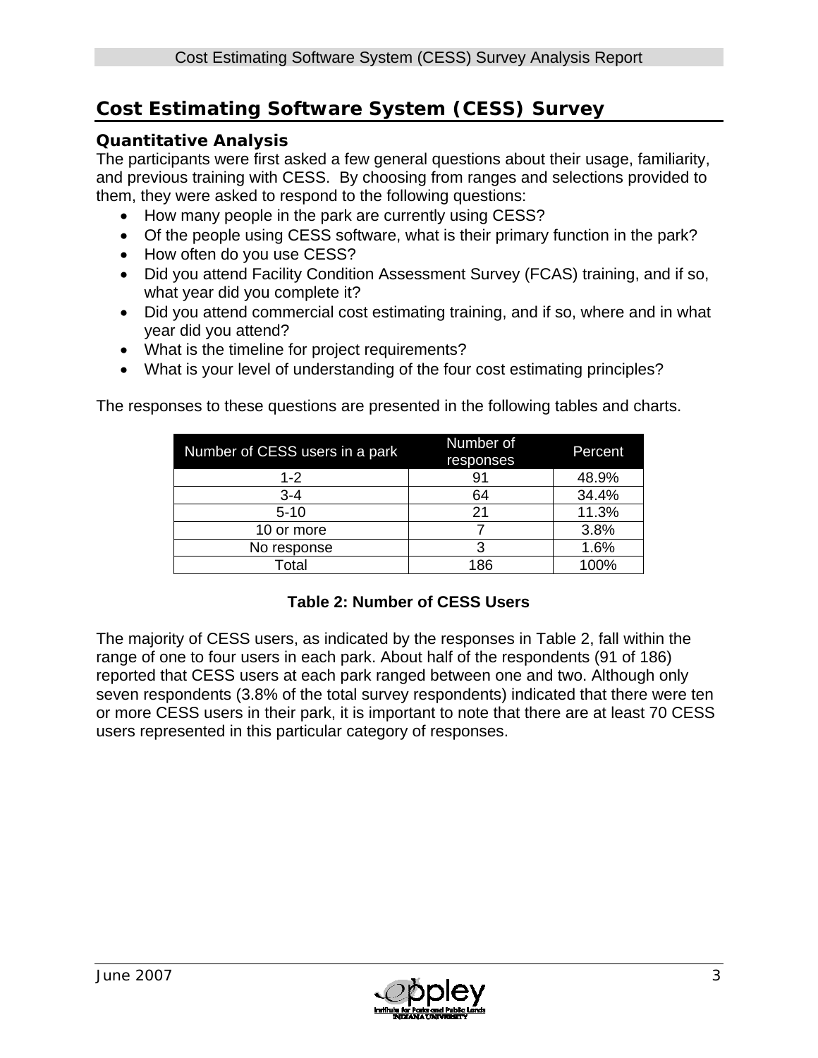## Cost Estimating Software System (CESS) Survey

### Quantitative Analysis

The participants were first asked a few general questions about their usage, familiarity, and previous training with CESS. By choosing from ranges and selections provided to them, they were asked to respond to the following questions:

- How many people in the park are currently using CESS?
- Of the people using CESS software, what is their primary function in the park?
- How often do you use CESS?
- Did you attend Facility Condition Assessment Survey (FCAS) training, and if so, what year did you complete it?
- Did you attend commercial cost estimating training, and if so, where and in what year did you attend?
- What is the timeline for project requirements?
- What is your level of understanding of the four cost estimating principles?

The responses to these questions are presented in the following tables and charts.

| Number of CESS users in a park | Number of responses | Percent |
|---|---|---|
| 1-2 | 91 | 48.9% |
| 3-4 | 64 | 34.4% |
| 5-10 | 21 | 11.3% |
| 10 or more | 7 | 3.8% |
| No response | 3 | 1.6% |
| Total | 186 | 100% |

**Table 2: Number of CESS Users**

The majority of CESS users, as indicated by the responses in Table 2, fall within the range of one to four users in each park. About half of the respondents (91 of 186) reported that CESS users at each park ranged between one and two. Although only seven respondents (3.8% of the total survey respondents) indicated that there were ten or more CESS users in their park, it is important to note that there are at least 70 CESS users represented in this particular category of responses.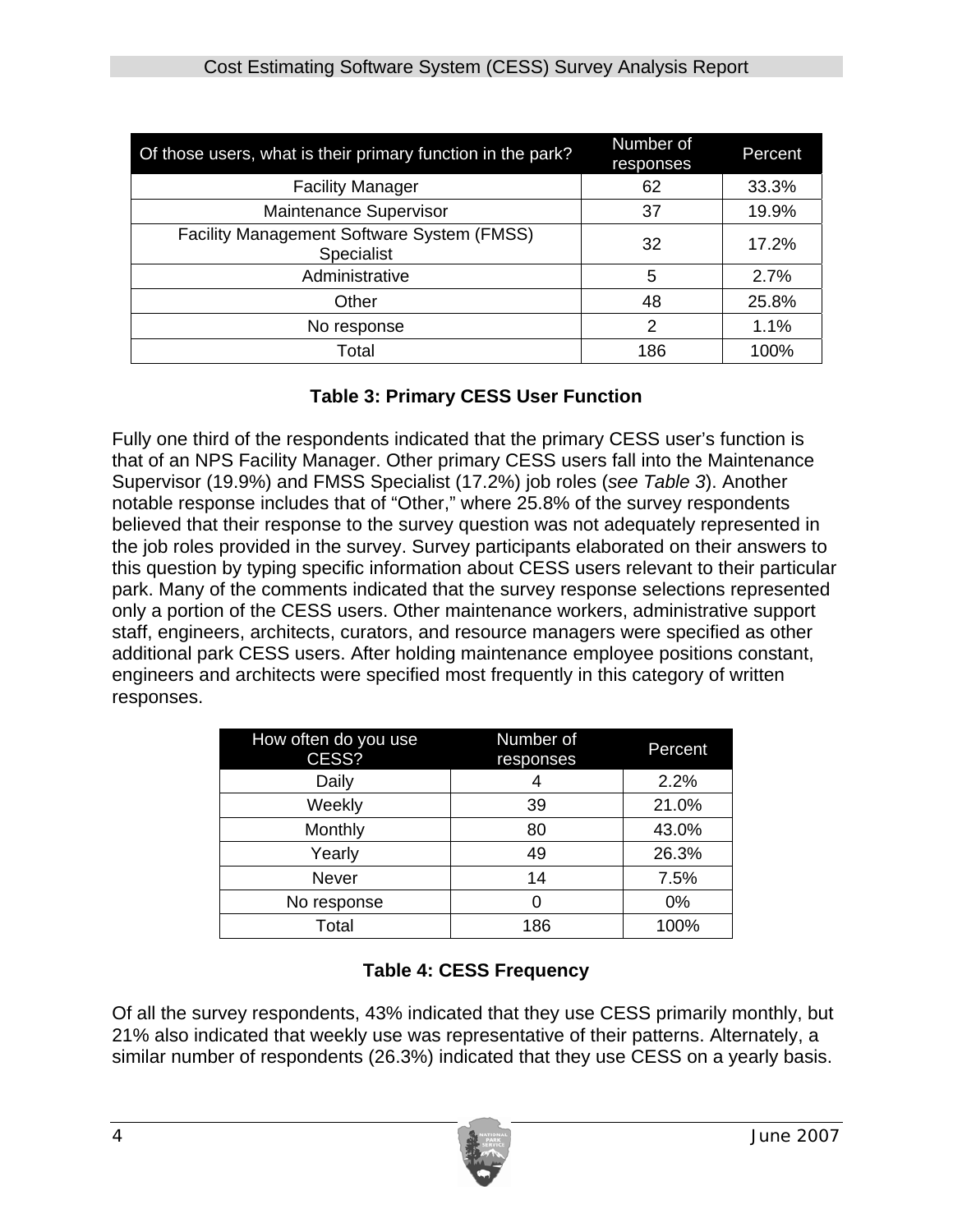| Of those users, what is their primary function in the park? | Number of responses | Percent |
| --- | --- | --- |
| Facility Manager | 62 | 33.3% |
| Maintenance Supervisor | 37 | 19.9% |
| Facility Management Software System (FMSS) Specialist | 32 | 17.2% |
| Administrative | 5 | 2.7% |
| Other | 48 | 25.8% |
| No response | 2 | 1.1% |
| Total | 186 | 100% |

**Table 3: Primary CESS User Function**

Fully one third of the respondents indicated that the primary CESS user's function is that of an NPS Facility Manager. Other primary CESS users fall into the Maintenance Supervisor (19.9%) and FMSS Specialist (17.2%) job roles (*see Table 3*). Another notable response includes that of "Other," where 25.8% of the survey respondents believed that their response to the survey question was not adequately represented in the job roles provided in the survey. Survey participants elaborated on their answers to this question by typing specific information about CESS users relevant to their particular park. Many of the comments indicated that the survey response selections represented only a portion of the CESS users. Other maintenance workers, administrative support staff, engineers, architects, curators, and resource managers were specified as other additional park CESS users. After holding maintenance employee positions constant, engineers and architects were specified most frequently in this category of written responses.

| How often do you use CESS? | Number of responses | Percent |
| --- | --- | --- |
| Daily | 4 | 2.2% |
| Weekly | 39 | 21.0% |
| Monthly | 80 | 43.0% |
| Yearly | 49 | 26.3% |
| Never | 14 | 7.5% |
| No response | 0 | 0% |
| Total | 186 | 100% |

**Table 4: CESS Frequency**

Of all the survey respondents, 43% indicated that they use CESS primarily monthly, but 21% also indicated that weekly use was representative of their patterns. Alternately, a similar number of respondents (26.3%) indicated that they use CESS on a yearly basis.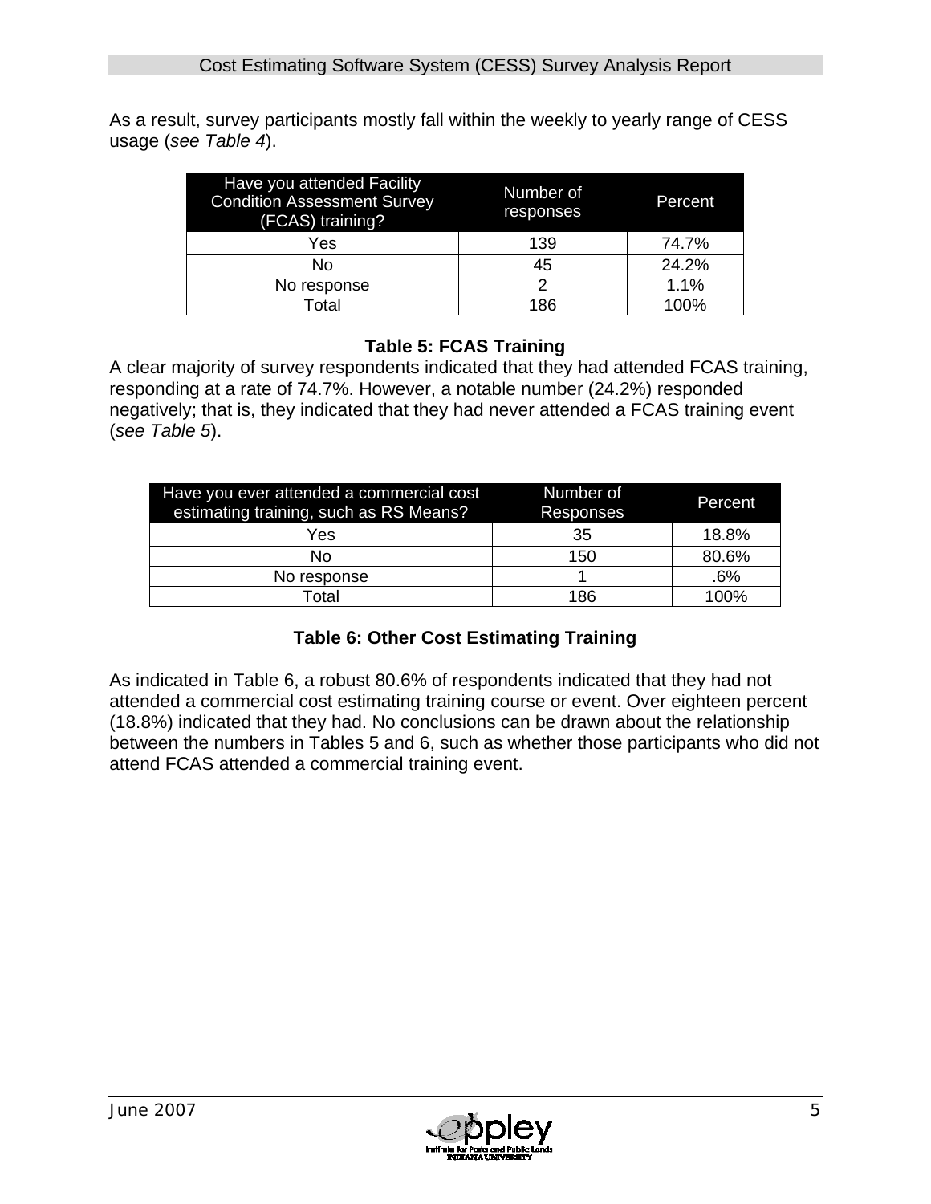As a result, survey participants mostly fall within the weekly to yearly range of CESS usage (*see Table 4*).

| Have you attended Facility Condition Assessment Survey (FCAS) training? | Number of responses | Percent |
|---|---|---|
| Yes | 139 | 74.7% |
| No | 45 | 24.2% |
| No response | 2 | 1.1% |
| Total | 186 | 100% |

**Table 5: FCAS Training**

A clear majority of survey respondents indicated that they had attended FCAS training, responding at a rate of 74.7%. However, a notable number (24.2%) responded negatively; that is, they indicated that they had never attended a FCAS training event (*see Table 5*).

| Have you ever attended a commercial cost estimating training, such as RS Means? | Number of Responses | Percent |
|---|---|---|
| Yes | 35 | 18.8% |
| No | 150 | 80.6% |
| No response | 1 | .6% |
| Total | 186 | 100% |

**Table 6: Other Cost Estimating Training**

As indicated in Table 6, a robust 80.6% of respondents indicated that they had not attended a commercial cost estimating training course or event. Over eighteen percent (18.8%) indicated that they had. No conclusions can be drawn about the relationship between the numbers in Tables 5 and 6, such as whether those participants who did not attend FCAS attended a commercial training event.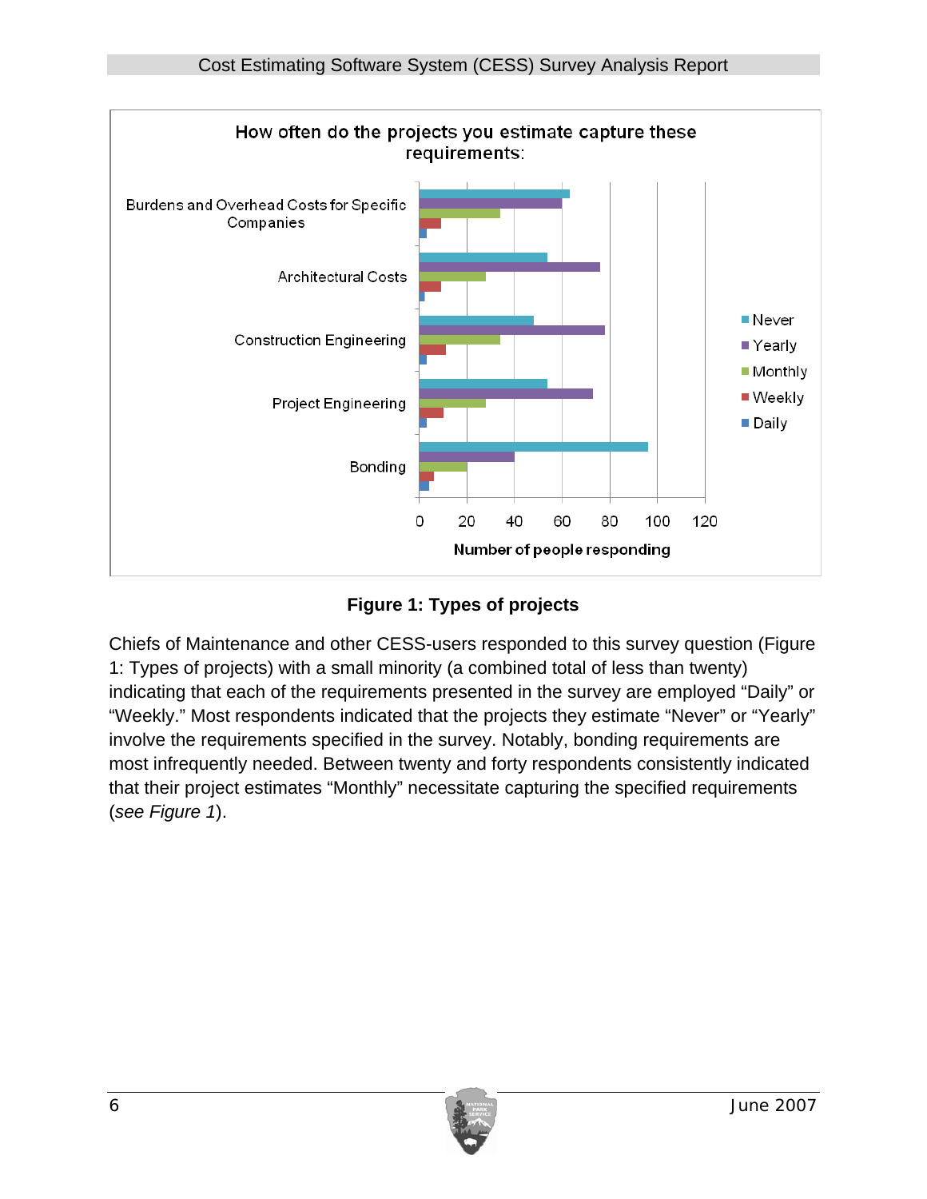**Figure 1: Types of projects**

Chiefs of Maintenance and other CESS-users responded to this survey question (Figure 1: Types of projects) with a small minority (a combined total of less than twenty) indicating that each of the requirements presented in the survey are employed “Daily” or “Weekly.” Most respondents indicated that the projects they estimate “Never” or “Yearly” involve the requirements specified in the survey. Notably, bonding requirements are most infrequently needed. Between twenty and forty respondents consistently indicated that their project estimates “Monthly” necessitate capturing the specified requirements (*see Figure 1*).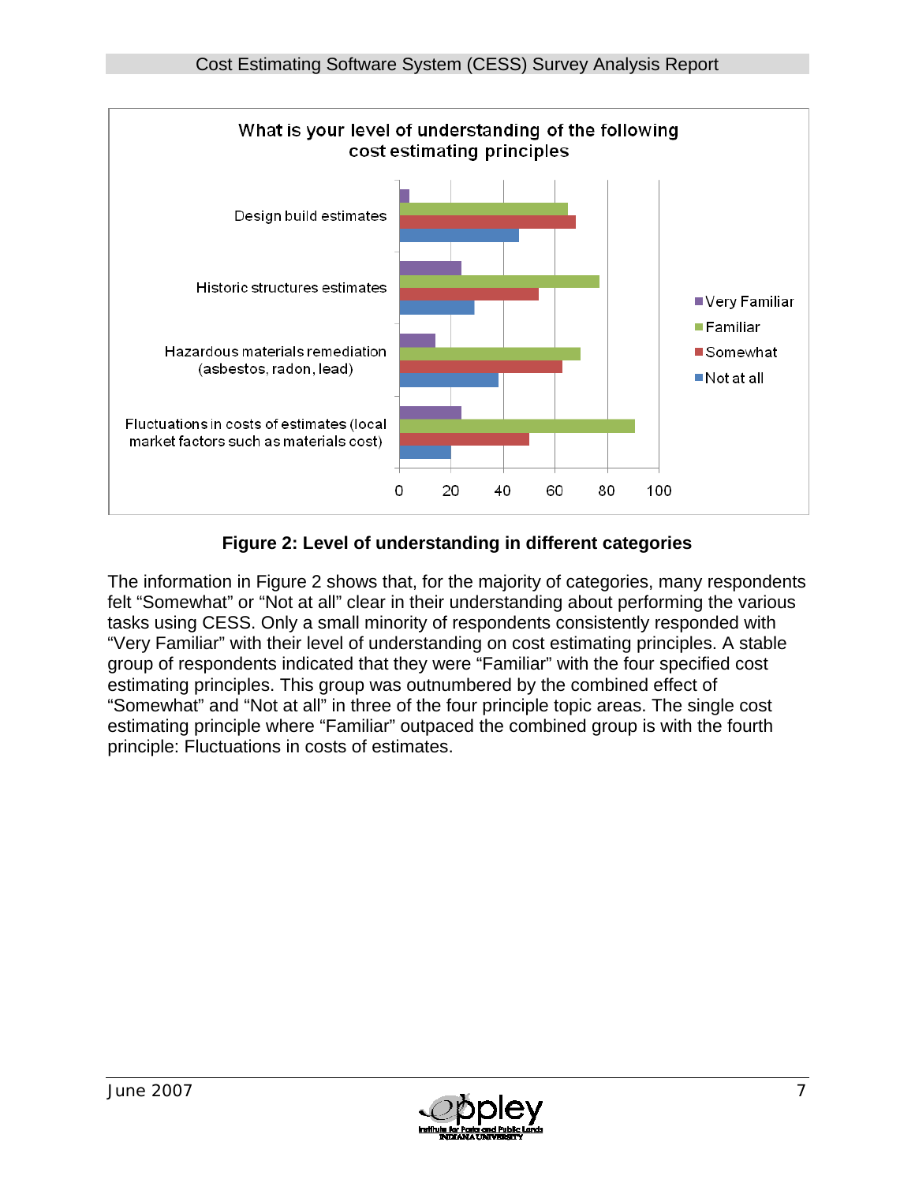What is your level of understanding of the following cost estimating principles

**Figure 2: Level of understanding in different categories**

The information in Figure 2 shows that, for the majority of categories, many respondents felt “Somewhat” or “Not at all” clear in their understanding about performing the various tasks using CESS. Only a small minority of respondents consistently responded with “Very Familiar” with their level of understanding on cost estimating principles. A stable group of respondents indicated that they were “Familiar” with the four specified cost estimating principles. This group was outnumbered by the combined effect of “Somewhat” and “Not at all” in three of the four principle topic areas. The single cost estimating principle where “Familiar” outpaced the combined group is with the fourth principle: Fluctuations in costs of estimates.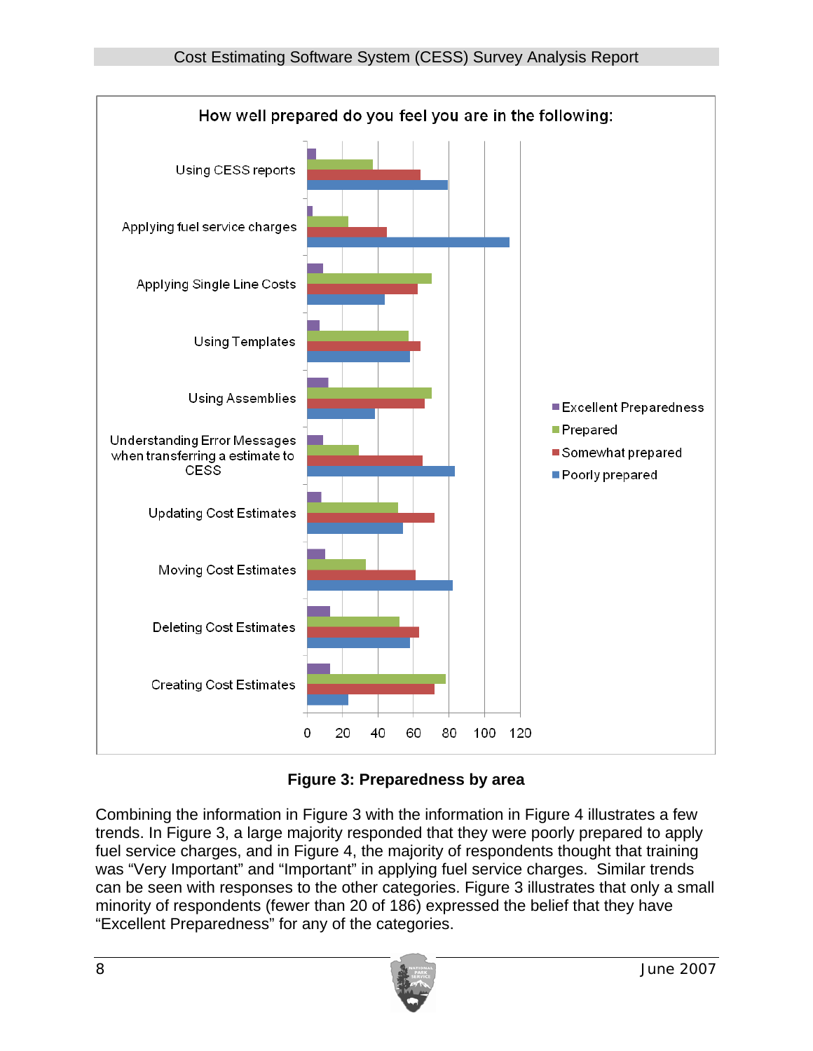How well prepared do you feel you are in the following:

| Category | Excellent Preparedness | Prepared | Somewhat prepared | Poorly prepared |
|---|---|---|---|---|
| Using CESS reports | 5 | 37 | 64 | 79 |
| Applying fuel service charges | 3 | 23 | 45 | 114 |
| Applying Single Line Costs | 9 | 70 | 62 | 44 |
| Using Templates | 7 | 57 | 64 | 58 |
| Using Assemblies | 12 | 70 | 66 | 38 |
| Understanding Error Messages when transferring a estimate to CESS | 9 | 29 | 65 | 83 |
| Updating Cost Estimates | 8 | 51 | 72 | 54 |
| Moving Cost Estimates | 10 | 33 | 61 | 82 |
| Deleting Cost Estimates | 13 | 52 | 63 | 58 |
| Creating Cost Estimates | 13 | 78 | 72 | 23 |

**Figure 3: Preparedness by area**

Combining the information in Figure 3 with the information in Figure 4 illustrates a few trends. In Figure 3, a large majority responded that they were poorly prepared to apply fuel service charges, and in Figure 4, the majority of respondents thought that training was "Very Important" and "Important" in applying fuel service charges. Similar trends can be seen with responses to the other categories. Figure 3 illustrates that only a small minority of respondents (fewer than 20 of 186) expressed the belief that they have "Excellent Preparedness" for any of the categories.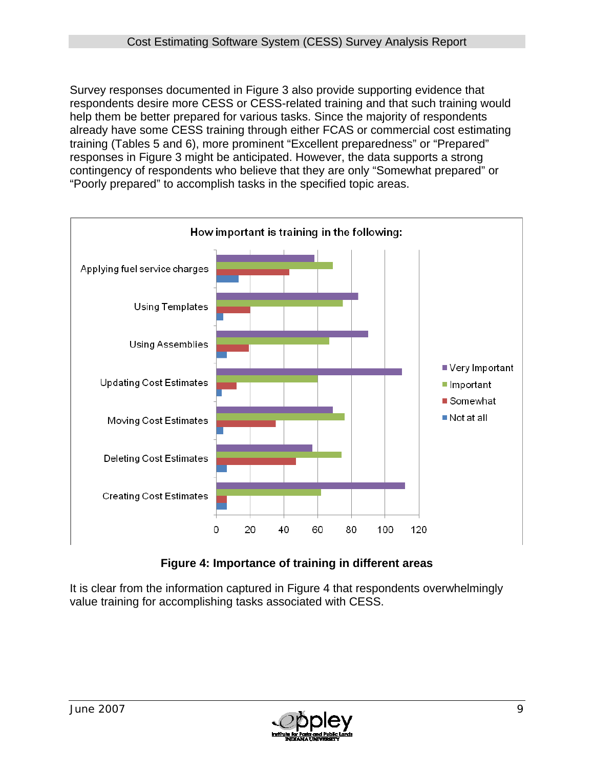Survey responses documented in Figure 3 also provide supporting evidence that respondents desire more CESS or CESS-related training and that such training would help them be better prepared for various tasks. Since the majority of respondents already have some CESS training through either FCAS or commercial cost estimating training (Tables 5 and 6), more prominent “Excellent preparedness” or “Prepared” responses in Figure 3 might be anticipated. However, the data supports a strong contingency of respondents who believe that they are only “Somewhat prepared” or “Poorly prepared” to accomplish tasks in the specified topic areas.

How important is training in the following:

Applying fuel service charges

Using Templates

Using Assemblies

Updating Cost Estimates

Moving Cost Estimates

Deleting Cost Estimates

Creating Cost Estimates

0 20 40 60 80 100 120

Very Important

Important

Somewhat

Not at all

**Figure 4: Importance of training in different areas**

It is clear from the information captured in Figure 4 that respondents overwhelmingly value training for accomplishing tasks associated with CESS.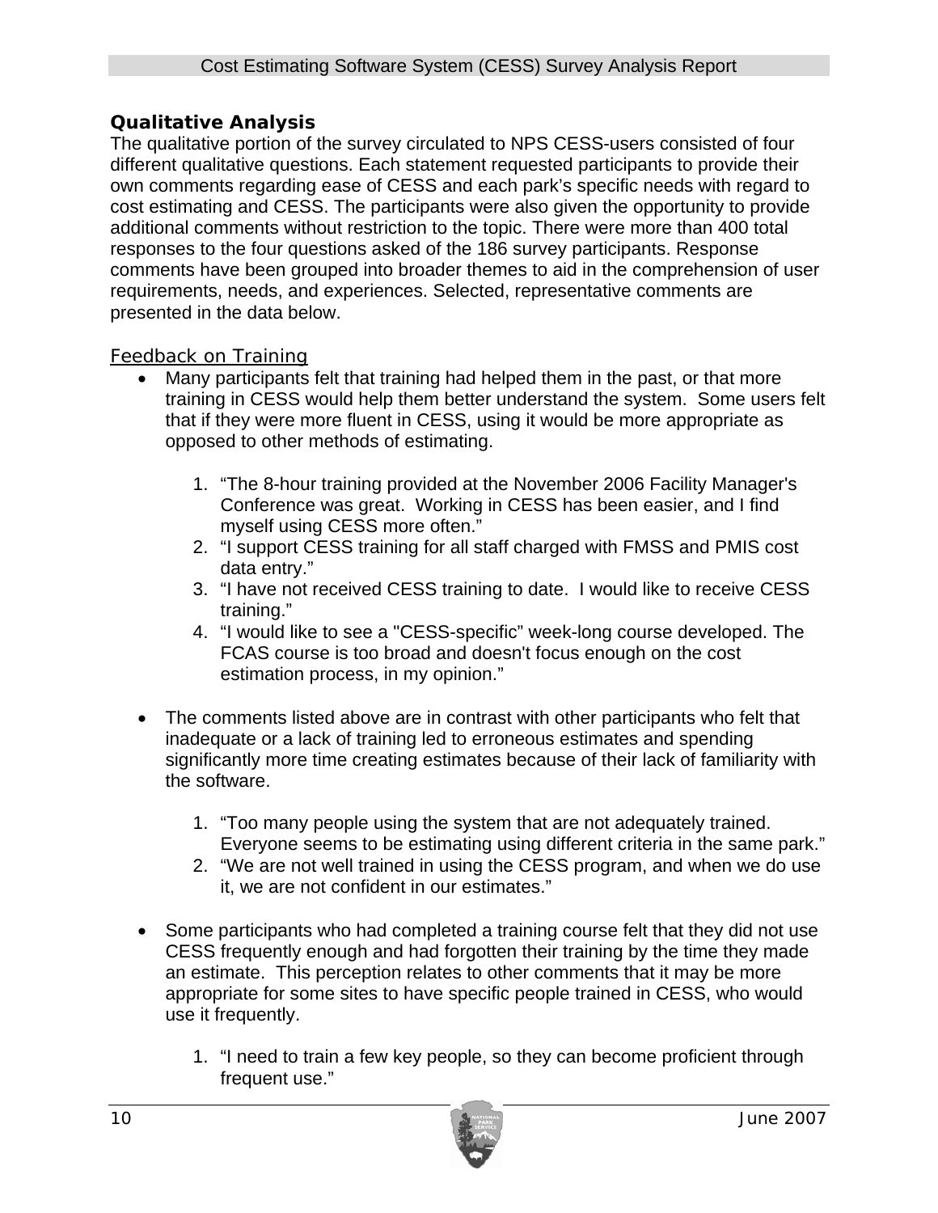### Qualitative Analysis

The qualitative portion of the survey circulated to NPS CESS-users consisted of four different qualitative questions. Each statement requested participants to provide their own comments regarding ease of CESS and each park's specific needs with regard to cost estimating and CESS. The participants were also given the opportunity to provide additional comments without restriction to the topic. There were more than 400 total responses to the four questions asked of the 186 survey participants. Response comments have been grouped into broader themes to aid in the comprehension of user requirements, needs, and experiences. Selected, representative comments are presented in the data below.

#### Feedback on Training

- Many participants felt that training had helped them in the past, or that more training in CESS would help them better understand the system. Some users felt that if they were more fluent in CESS, using it would be more appropriate as opposed to other methods of estimating.

    1. "The 8-hour training provided at the November 2006 Facility Manager's Conference was great. Working in CESS has been easier, and I find myself using CESS more often."
    2. "I support CESS training for all staff charged with FMSS and PMIS cost data entry."
    3. "I have not received CESS training to date. I would like to receive CESS training."
    4. "I would like to see a "CESS-specific" week-long course developed. The FCAS course is too broad and doesn't focus enough on the cost estimation process, in my opinion."

- The comments listed above are in contrast with other participants who felt that inadequate or a lack of training led to erroneous estimates and spending significantly more time creating estimates because of their lack of familiarity with the software.

    1. "Too many people using the system that are not adequately trained. Everyone seems to be estimating using different criteria in the same park."
    2. "We are not well trained in using the CESS program, and when we do use it, we are not confident in our estimates."

- Some participants who had completed a training course felt that they did not use CESS frequently enough and had forgotten their training by the time they made an estimate. This perception relates to other comments that it may be more appropriate for some sites to have specific people trained in CESS, who would use it frequently.

    1. "I need to train a few key people, so they can become proficient through frequent use."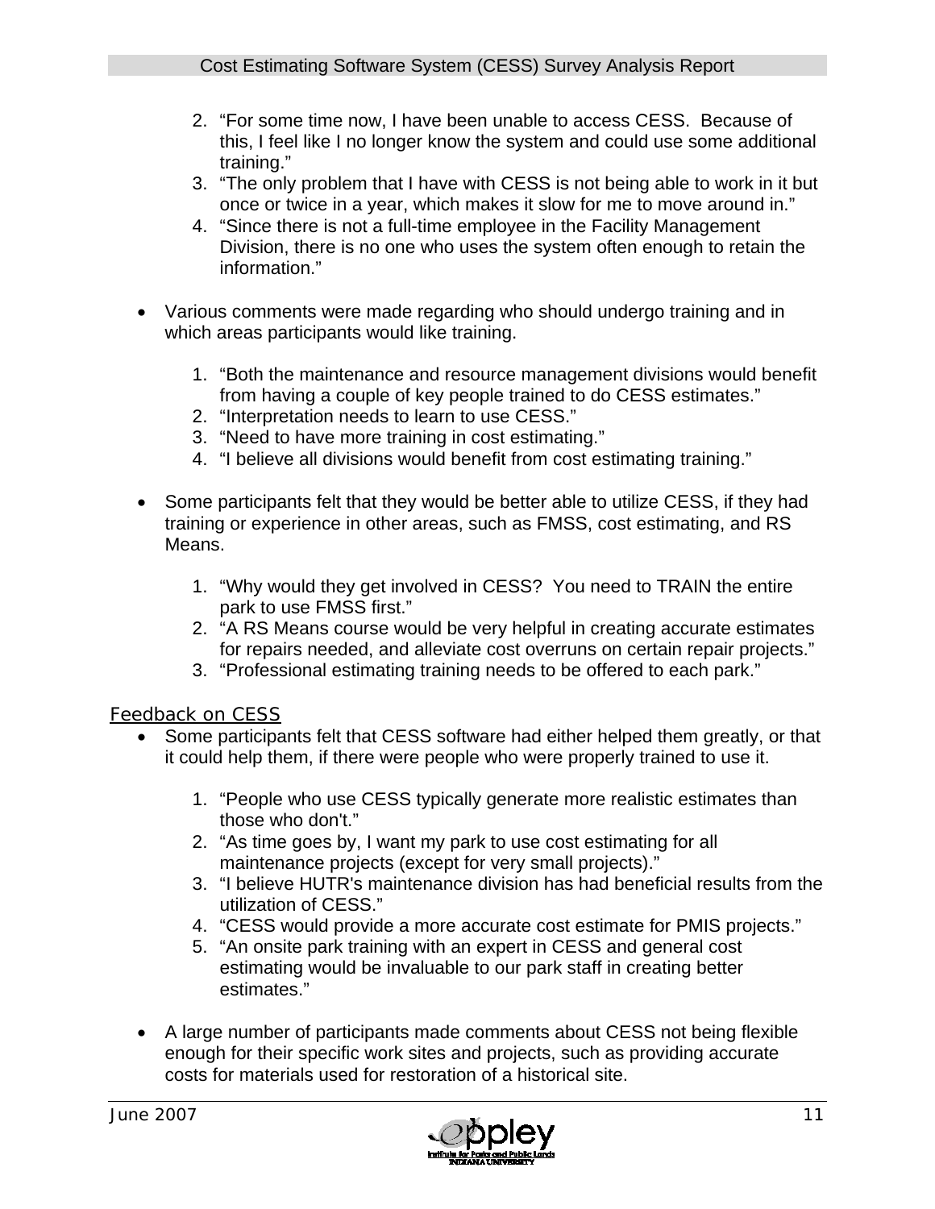2. "For some time now, I have been unable to access CESS. Because of this, I feel like I no longer know the system and could use some additional training."
3. "The only problem that I have with CESS is not being able to work in it but once or twice in a year, which makes it slow for me to move around in."
4. "Since there is not a full-time employee in the Facility Management Division, there is no one who uses the system often enough to retain the information."

- Various comments were made regarding who should undergo training and in which areas participants would like training.

  1. "Both the maintenance and resource management divisions would benefit from having a couple of key people trained to do CESS estimates."
  2. "Interpretation needs to learn to use CESS."
  3. "Need to have more training in cost estimating."
  4. "I believe all divisions would benefit from cost estimating training."

- Some participants felt that they would be better able to utilize CESS, if they had training or experience in other areas, such as FMSS, cost estimating, and RS Means.

  1. "Why would they get involved in CESS? You need to TRAIN the entire park to use FMSS first."
  2. "A RS Means course would be very helpful in creating accurate estimates for repairs needed, and alleviate cost overruns on certain repair projects."
  3. "Professional estimating training needs to be offered to each park."

### Feedback on CESS

- Some participants felt that CESS software had either helped them greatly, or that it could help them, if there were people who were properly trained to use it.

  1. "People who use CESS typically generate more realistic estimates than those who don't."
  2. "As time goes by, I want my park to use cost estimating for all maintenance projects (except for very small projects)."
  3. "I believe HUTR's maintenance division has had beneficial results from the utilization of CESS."
  4. "CESS would provide a more accurate cost estimate for PMIS projects."
  5. "An onsite park training with an expert in CESS and general cost estimating would be invaluable to our park staff in creating better estimates."

- A large number of participants made comments about CESS not being flexible enough for their specific work sites and projects, such as providing accurate costs for materials used for restoration of a historical site.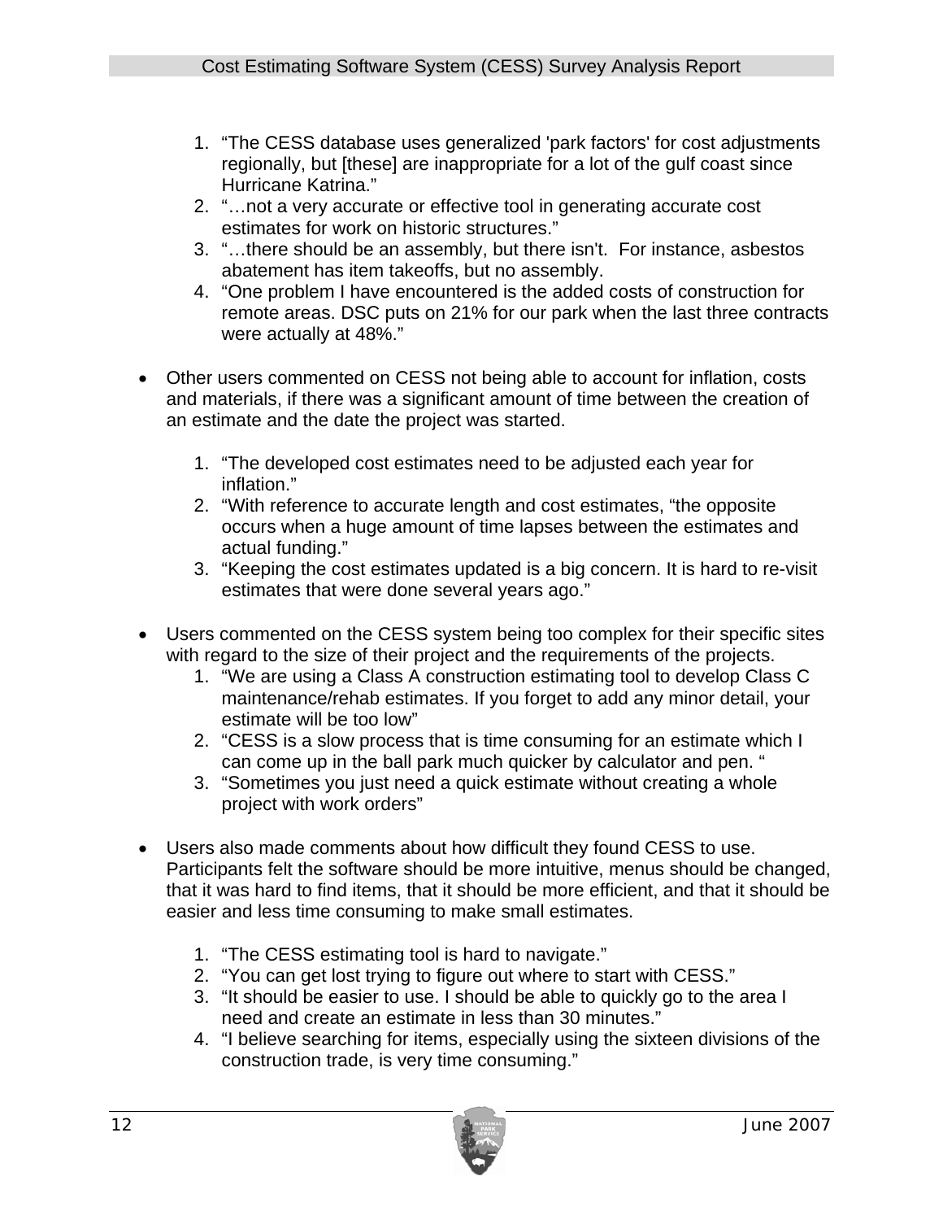1. “The CESS database uses generalized 'park factors' for cost adjustments regionally, but [these] are inappropriate for a lot of the gulf coast since Hurricane Katrina.”
2. “…not a very accurate or effective tool in generating accurate cost estimates for work on historic structures.”
3. “…there should be an assembly, but there isn't. For instance, asbestos abatement has item takeoffs, but no assembly.
4. “One problem I have encountered is the added costs of construction for remote areas. DSC puts on 21% for our park when the last three contracts were actually at 48%.”

- Other users commented on CESS not being able to account for inflation, costs and materials, if there was a significant amount of time between the creation of an estimate and the date the project was started.

1. “The developed cost estimates need to be adjusted each year for inflation.”
2. “With reference to accurate length and cost estimates, “the opposite occurs when a huge amount of time lapses between the estimates and actual funding.”
3. “Keeping the cost estimates updated is a big concern. It is hard to re-visit estimates that were done several years ago.”

- Users commented on the CESS system being too complex for their specific sites with regard to the size of their project and the requirements of the projects.
  1. “We are using a Class A construction estimating tool to develop Class C maintenance/rehab estimates. If you forget to add any minor detail, your estimate will be too low”
  2. “CESS is a slow process that is time consuming for an estimate which I can come up in the ball park much quicker by calculator and pen. “
  3. “Sometimes you just need a quick estimate without creating a whole project with work orders”

- Users also made comments about how difficult they found CESS to use. Participants felt the software should be more intuitive, menus should be changed, that it was hard to find items, that it should be more efficient, and that it should be easier and less time consuming to make small estimates.

1. “The CESS estimating tool is hard to navigate.”
2. “You can get lost trying to figure out where to start with CESS.”
3. “It should be easier to use. I should be able to quickly go to the area I need and create an estimate in less than 30 minutes.”
4. “I believe searching for items, especially using the sixteen divisions of the construction trade, is very time consuming.”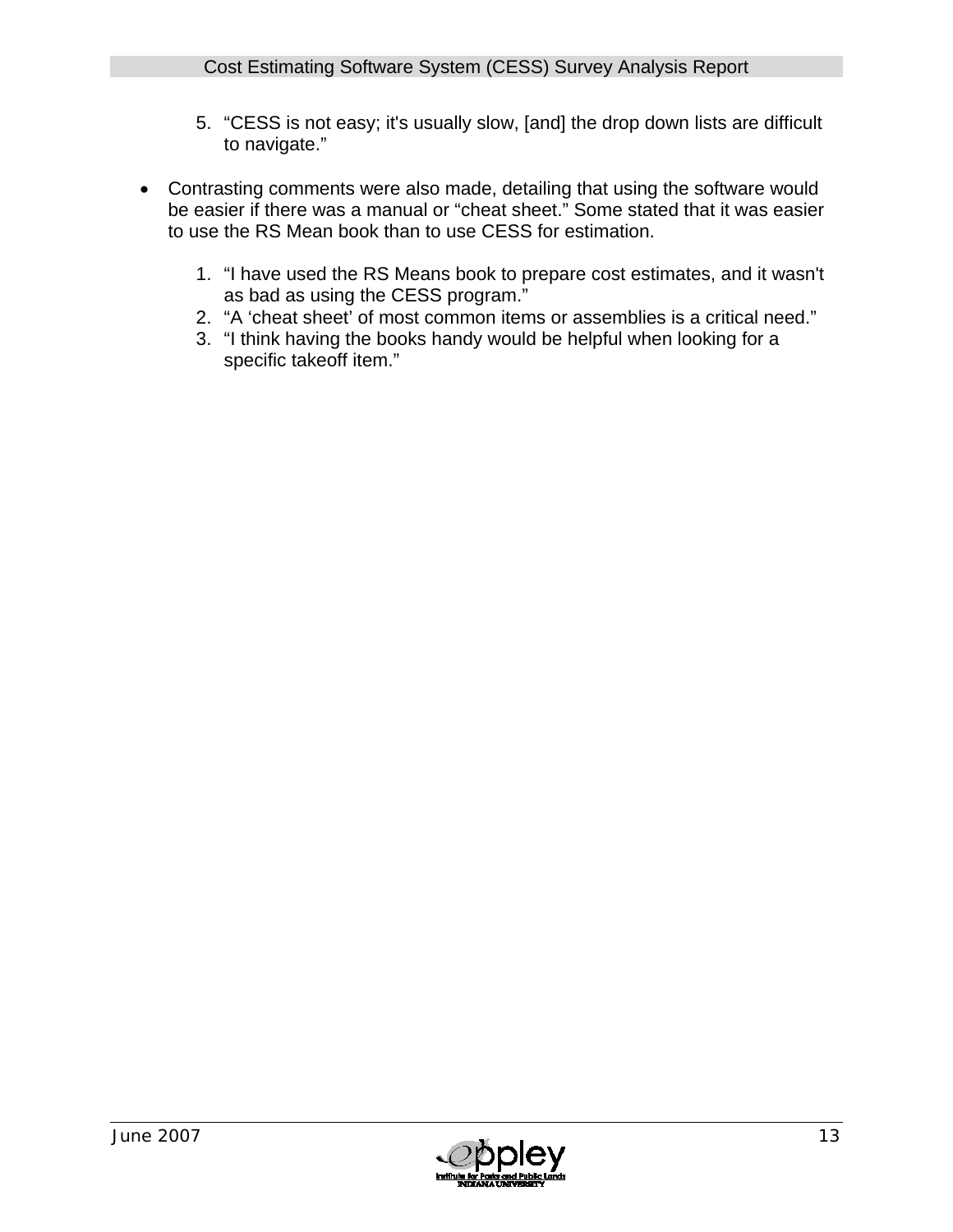5. “CESS is not easy; it's usually slow, [and] the drop down lists are difficult to navigate.”

- Contrasting comments were also made, detailing that using the software would be easier if there was a manual or “cheat sheet.” Some stated that it was easier to use the RS Mean book than to use CESS for estimation.

    1. “I have used the RS Means book to prepare cost estimates, and it wasn't as bad as using the CESS program.”
    2. “A ‘cheat sheet’ of most common items or assemblies is a critical need.”
    3. “I think having the books handy would be helpful when looking for a specific takeoff item.”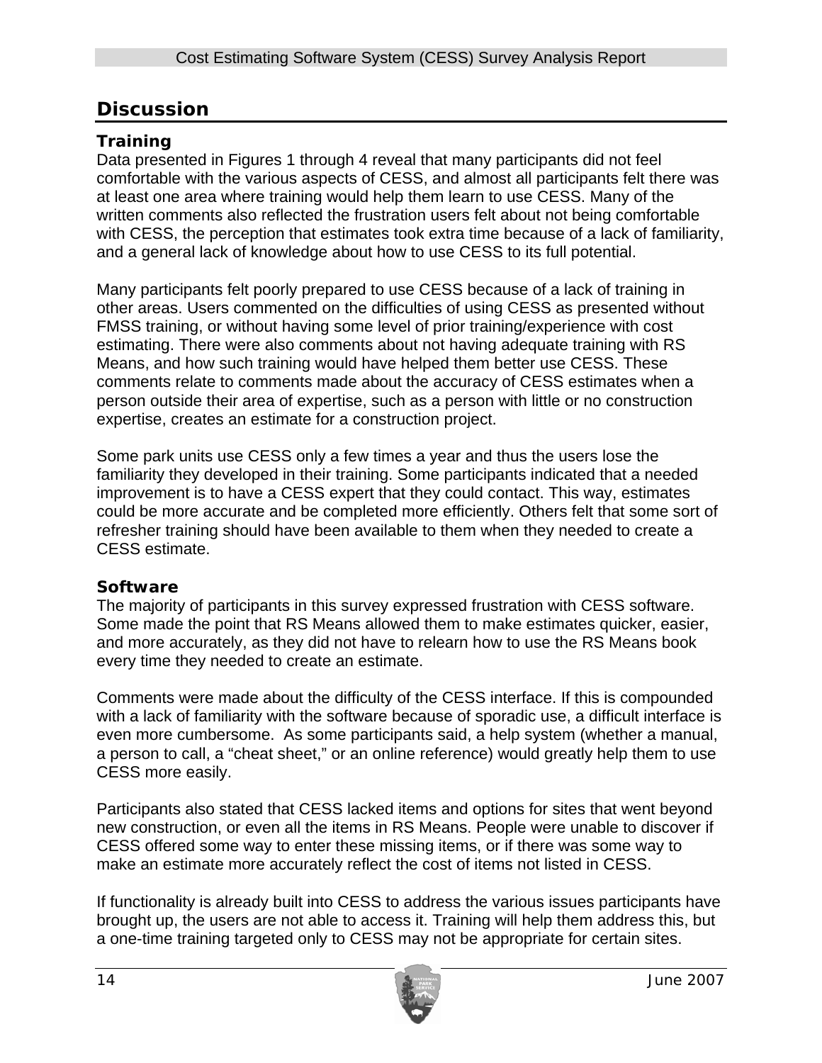## Discussion

### Training

Data presented in Figures 1 through 4 reveal that many participants did not feel comfortable with the various aspects of CESS, and almost all participants felt there was at least one area where training would help them learn to use CESS. Many of the written comments also reflected the frustration users felt about not being comfortable with CESS, the perception that estimates took extra time because of a lack of familiarity, and a general lack of knowledge about how to use CESS to its full potential.

Many participants felt poorly prepared to use CESS because of a lack of training in other areas. Users commented on the difficulties of using CESS as presented without FMSS training, or without having some level of prior training/experience with cost estimating. There were also comments about not having adequate training with RS Means, and how such training would have helped them better use CESS. These comments relate to comments made about the accuracy of CESS estimates when a person outside their area of expertise, such as a person with little or no construction expertise, creates an estimate for a construction project.

Some park units use CESS only a few times a year and thus the users lose the familiarity they developed in their training. Some participants indicated that a needed improvement is to have a CESS expert that they could contact. This way, estimates could be more accurate and be completed more efficiently. Others felt that some sort of refresher training should have been available to them when they needed to create a CESS estimate.

### Software

The majority of participants in this survey expressed frustration with CESS software. Some made the point that RS Means allowed them to make estimates quicker, easier, and more accurately, as they did not have to relearn how to use the RS Means book every time they needed to create an estimate.

Comments were made about the difficulty of the CESS interface. If this is compounded with a lack of familiarity with the software because of sporadic use, a difficult interface is even more cumbersome. As some participants said, a help system (whether a manual, a person to call, a "cheat sheet," or an online reference) would greatly help them to use CESS more easily.

Participants also stated that CESS lacked items and options for sites that went beyond new construction, or even all the items in RS Means. People were unable to discover if CESS offered some way to enter these missing items, or if there was some way to make an estimate more accurately reflect the cost of items not listed in CESS.

If functionality is already built into CESS to address the various issues participants have brought up, the users are not able to access it. Training will help them address this, but a one-time training targeted only to CESS may not be appropriate for certain sites.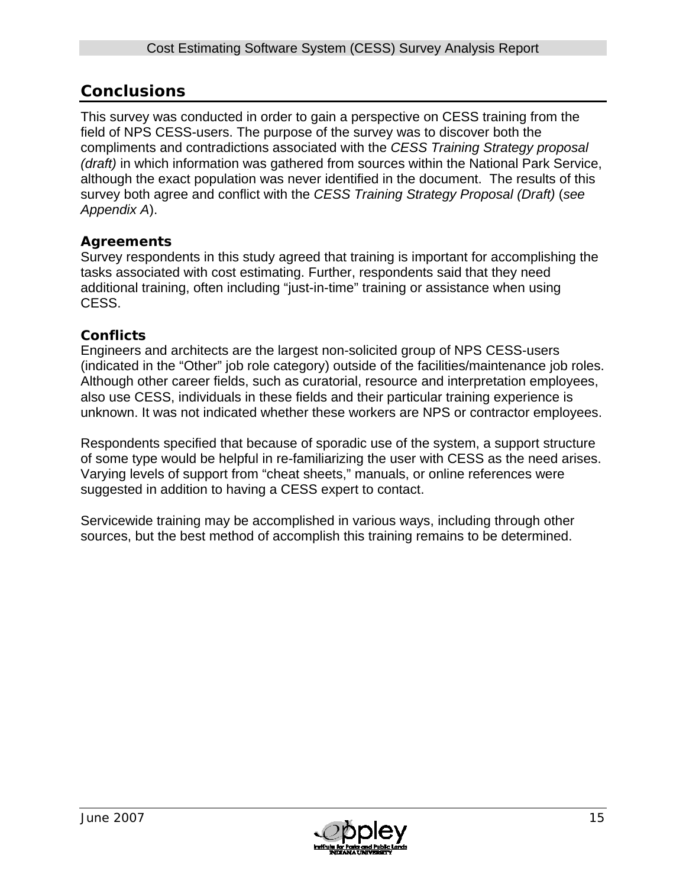## Conclusions

This survey was conducted in order to gain a perspective on CESS training from the field of NPS CESS-users. The purpose of the survey was to discover both the compliments and contradictions associated with the *CESS Training Strategy proposal (draft)* in which information was gathered from sources within the National Park Service, although the exact population was never identified in the document. The results of this survey both agree and conflict with the *CESS Training Strategy Proposal (Draft)* (*see Appendix A*).

### Agreements

Survey respondents in this study agreed that training is important for accomplishing the tasks associated with cost estimating. Further, respondents said that they need additional training, often including "just-in-time" training or assistance when using CESS.

### Conflicts

Engineers and architects are the largest non-solicited group of NPS CESS-users (indicated in the "Other" job role category) outside of the facilities/maintenance job roles. Although other career fields, such as curatorial, resource and interpretation employees, also use CESS, individuals in these fields and their particular training experience is unknown. It was not indicated whether these workers are NPS or contractor employees.

Respondents specified that because of sporadic use of the system, a support structure of some type would be helpful in re-familiarizing the user with CESS as the need arises. Varying levels of support from "cheat sheets," manuals, or online references were suggested in addition to having a CESS expert to contact.

Servicewide training may be accomplished in various ways, including through other sources, but the best method of accomplish this training remains to be determined.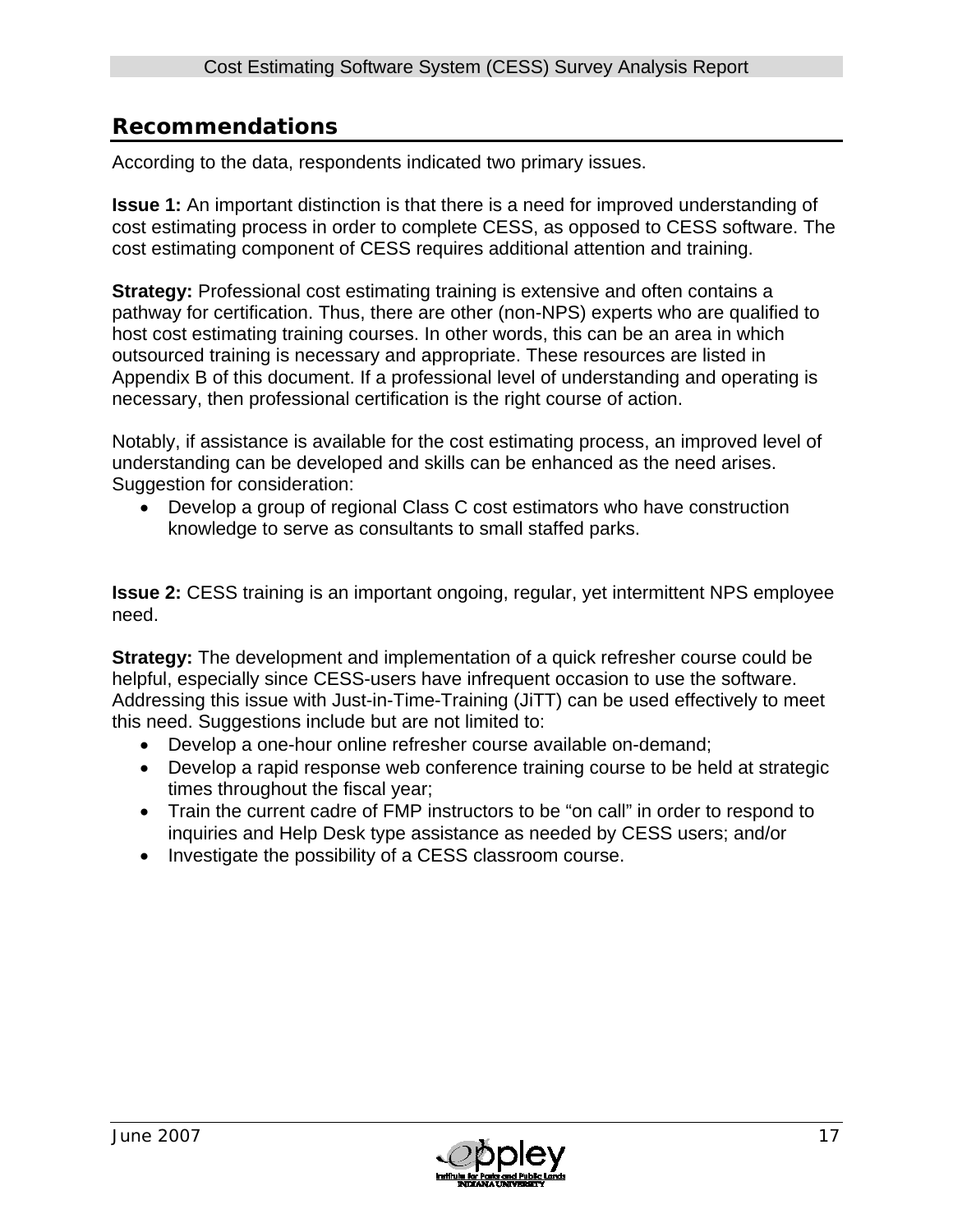## Recommendations

According to the data, respondents indicated two primary issues.

**Issue 1:** An important distinction is that there is a need for improved understanding of cost estimating process in order to complete CESS, as opposed to CESS software. The cost estimating component of CESS requires additional attention and training.

**Strategy:** Professional cost estimating training is extensive and often contains a pathway for certification. Thus, there are other (non-NPS) experts who are qualified to host cost estimating training courses. In other words, this can be an area in which outsourced training is necessary and appropriate. These resources are listed in Appendix B of this document. If a professional level of understanding and operating is necessary, then professional certification is the right course of action.

Notably, if assistance is available for the cost estimating process, an improved level of understanding can be developed and skills can be enhanced as the need arises. Suggestion for consideration:

- Develop a group of regional Class C cost estimators who have construction knowledge to serve as consultants to small staffed parks.

**Issue 2:** CESS training is an important ongoing, regular, yet intermittent NPS employee need.

**Strategy:** The development and implementation of a quick refresher course could be helpful, especially since CESS-users have infrequent occasion to use the software. Addressing this issue with Just-in-Time-Training (JiTT) can be used effectively to meet this need. Suggestions include but are not limited to:

- Develop a one-hour online refresher course available on-demand;
- Develop a rapid response web conference training course to be held at strategic times throughout the fiscal year;
- Train the current cadre of FMP instructors to be "on call" in order to respond to inquiries and Help Desk type assistance as needed by CESS users; and/or
- Investigate the possibility of a CESS classroom course.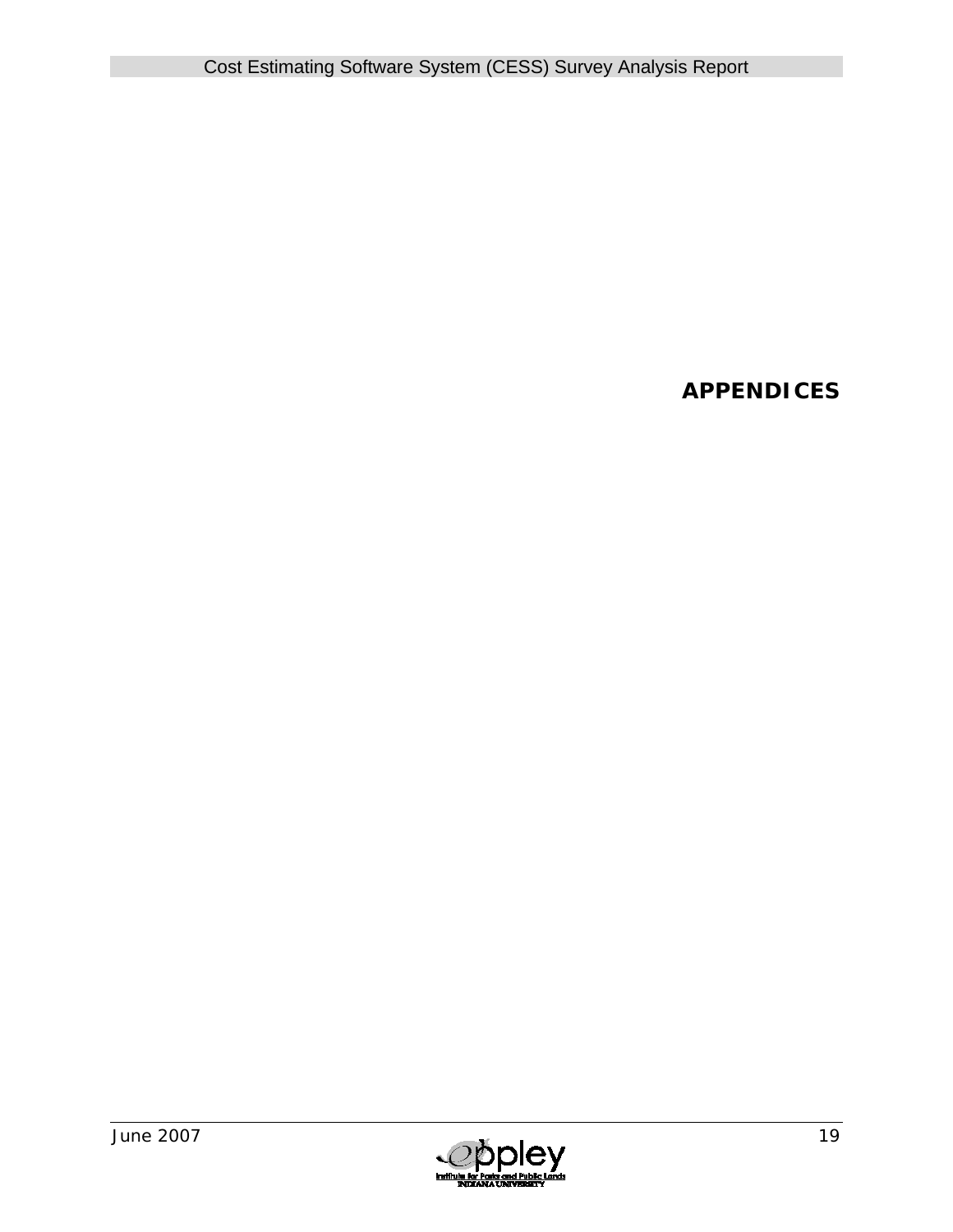# APPENDICES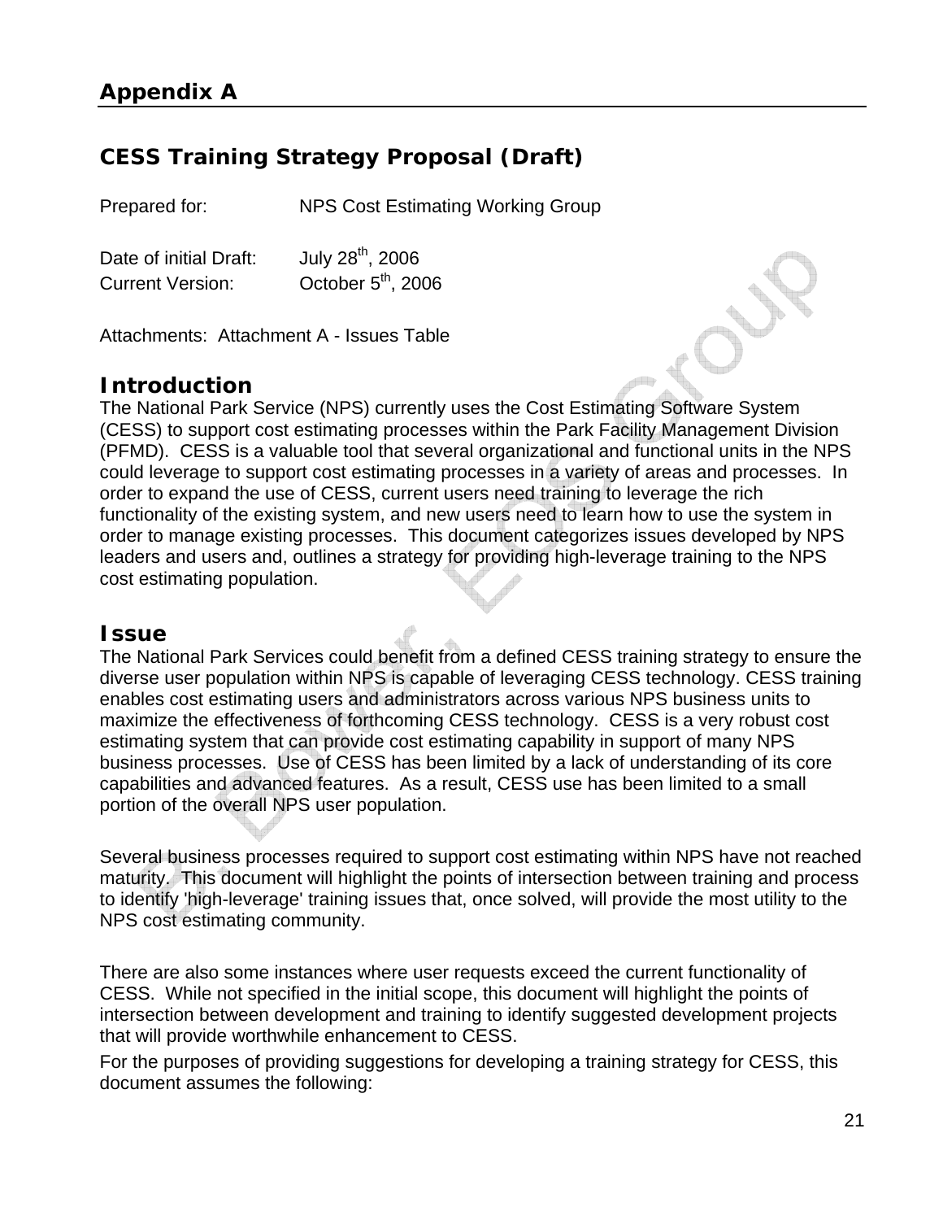# Appendix A

## CESS Training Strategy Proposal (Draft)

Prepared for: NPS Cost Estimating Working Group

Date of initial Draft: July 28th, 2006
Current Version: October 5th, 2006

Attachments: Attachment A - Issues Table

### Introduction

The National Park Service (NPS) currently uses the Cost Estimating Software System (CESS) to support cost estimating processes within the Park Facility Management Division (PFMD). CESS is a valuable tool that several organizational and functional units in the NPS could leverage to support cost estimating processes in a variety of areas and processes. In order to expand the use of CESS, current users need training to leverage the rich functionality of the existing system, and new users need to learn how to use the system in order to manage existing processes. This document categorizes issues developed by NPS leaders and users and, outlines a strategy for providing high-leverage training to the NPS cost estimating population.

### Issue

The National Park Services could benefit from a defined CESS training strategy to ensure the diverse user population within NPS is capable of leveraging CESS technology. CESS training enables cost estimating users and administrators across various NPS business units to maximize the effectiveness of forthcoming CESS technology. CESS is a very robust cost estimating system that can provide cost estimating capability in support of many NPS business processes. Use of CESS has been limited by a lack of understanding of its core capabilities and advanced features. As a result, CESS use has been limited to a small portion of the overall NPS user population.

Several business processes required to support cost estimating within NPS have not reached maturity. This document will highlight the points of intersection between training and process to identify 'high-leverage' training issues that, once solved, will provide the most utility to the NPS cost estimating community.

There are also some instances where user requests exceed the current functionality of CESS. While not specified in the initial scope, this document will highlight the points of intersection between development and training to identify suggested development projects that will provide worthwhile enhancement to CESS.

For the purposes of providing suggestions for developing a training strategy for CESS, this document assumes the following: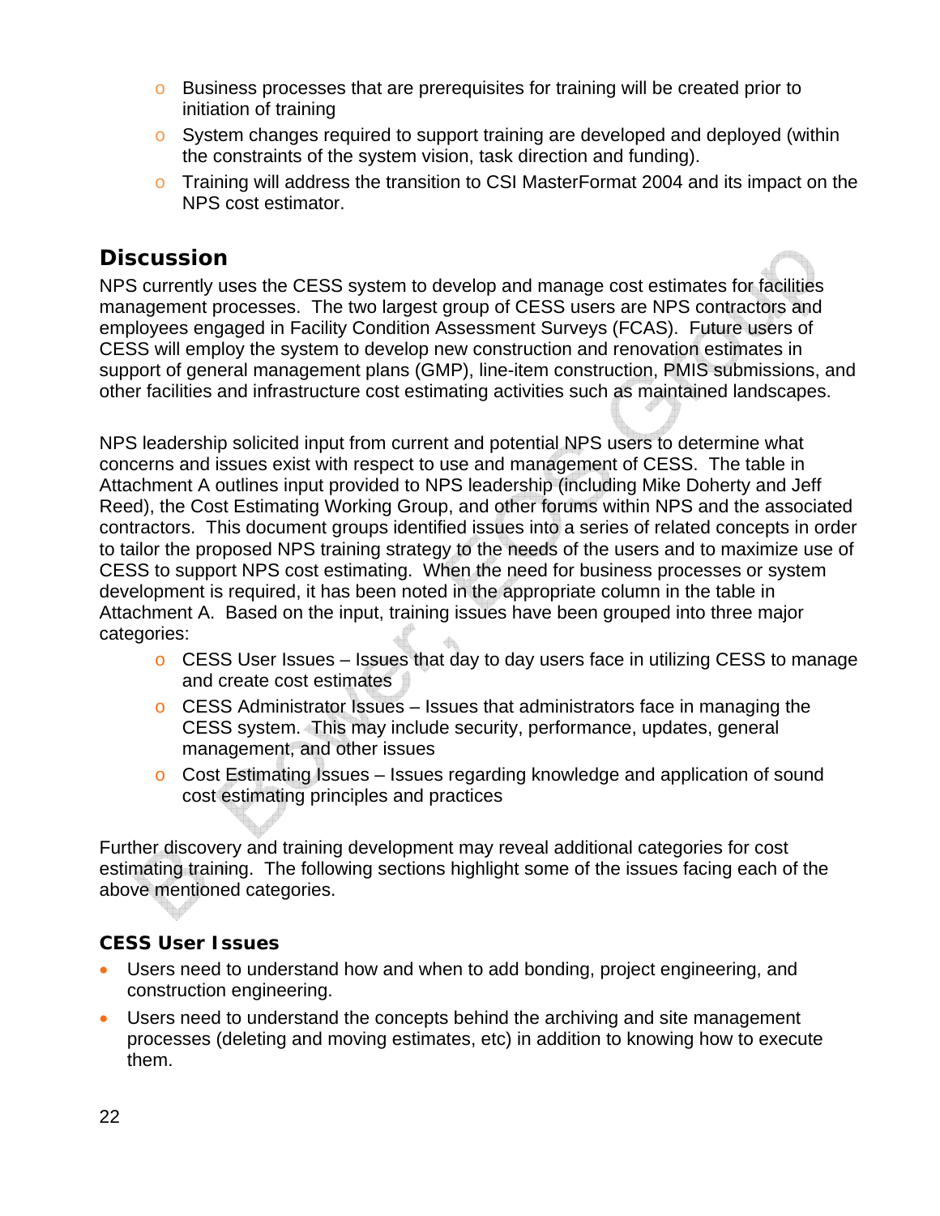- Business processes that are prerequisites for training will be created prior to initiation of training
- System changes required to support training are developed and deployed (within the constraints of the system vision, task direction and funding).
- Training will address the transition to CSI MasterFormat 2004 and its impact on the NPS cost estimator.

## Discussion

NPS currently uses the CESS system to develop and manage cost estimates for facilities management processes. The two largest group of CESS users are NPS contractors and employees engaged in Facility Condition Assessment Surveys (FCAS). Future users of CESS will employ the system to develop new construction and renovation estimates in support of general management plans (GMP), line-item construction, PMIS submissions, and other facilities and infrastructure cost estimating activities such as maintained landscapes.

NPS leadership solicited input from current and potential NPS users to determine what concerns and issues exist with respect to use and management of CESS. The table in Attachment A outlines input provided to NPS leadership (including Mike Doherty and Jeff Reed), the Cost Estimating Working Group, and other forums within NPS and the associated contractors. This document groups identified issues into a series of related concepts in order to tailor the proposed NPS training strategy to the needs of the users and to maximize use of CESS to support NPS cost estimating. When the need for business processes or system development is required, it has been noted in the appropriate column in the table in Attachment A. Based on the input, training issues have been grouped into three major categories:

- CESS User Issues – Issues that day to day users face in utilizing CESS to manage and create cost estimates
- CESS Administrator Issues – Issues that administrators face in managing the CESS system. This may include security, performance, updates, general management, and other issues
- Cost Estimating Issues – Issues regarding knowledge and application of sound cost estimating principles and practices

Further discovery and training development may reveal additional categories for cost estimating training. The following sections highlight some of the issues facing each of the above mentioned categories.

### CESS User Issues

- Users need to understand how and when to add bonding, project engineering, and construction engineering.
- Users need to understand the concepts behind the archiving and site management processes (deleting and moving estimates, etc) in addition to knowing how to execute them.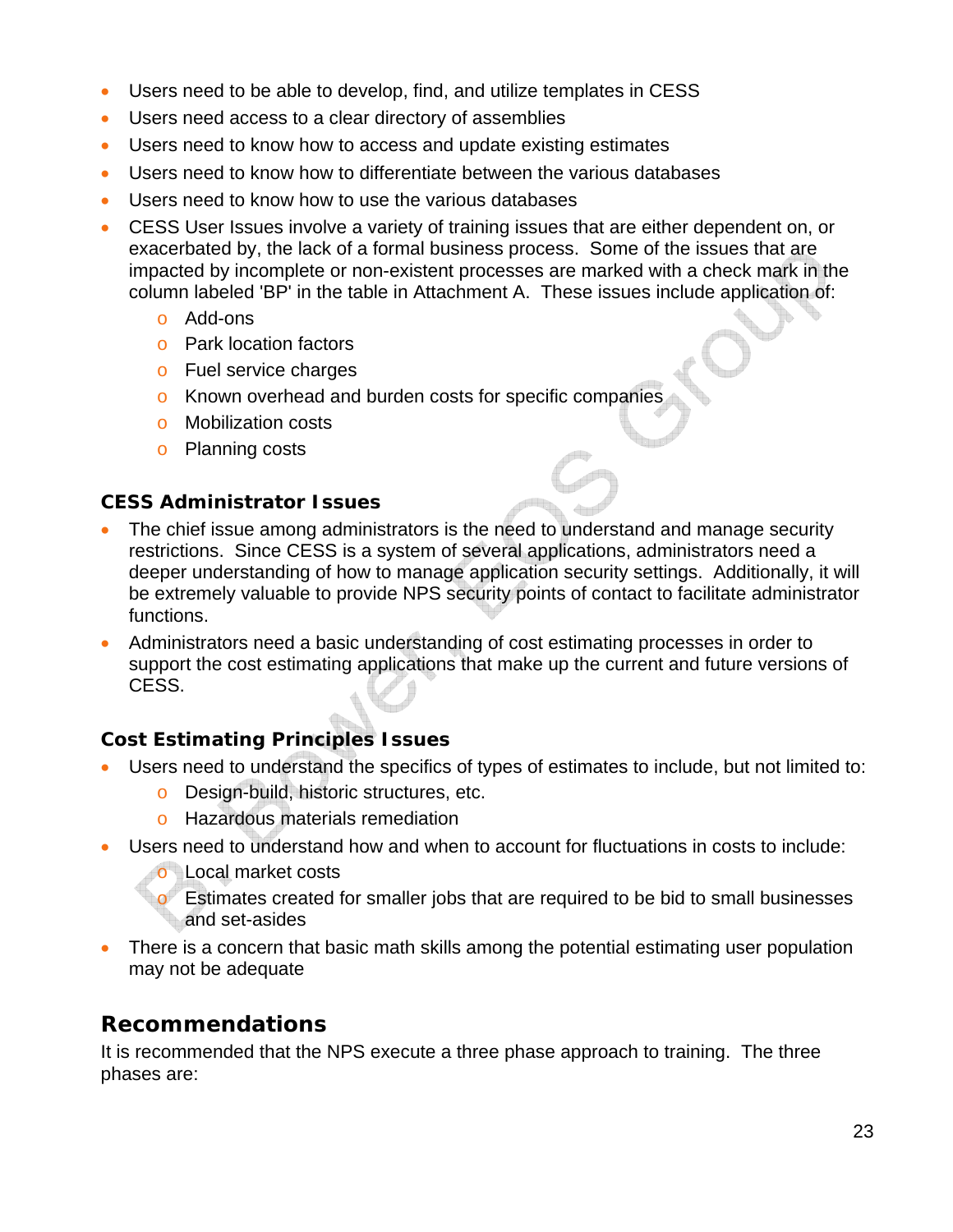- Users need to be able to develop, find, and utilize templates in CESS
- Users need access to a clear directory of assemblies
- Users need to know how to access and update existing estimates
- Users need to know how to differentiate between the various databases
- Users need to know how to use the various databases
- CESS User Issues involve a variety of training issues that are either dependent on, or exacerbated by, the lack of a formal business process. Some of the issues that are impacted by incomplete or non-existent processes are marked with a check mark in the column labeled 'BP' in the table in Attachment A. These issues include application of:
  - Add-ons
  - Park location factors
  - Fuel service charges
  - Known overhead and burden costs for specific companies
  - Mobilization costs
  - Planning costs

### CESS Administrator Issues

- The chief issue among administrators is the need to understand and manage security restrictions. Since CESS is a system of several applications, administrators need a deeper understanding of how to manage application security settings. Additionally, it will be extremely valuable to provide NPS security points of contact to facilitate administrator functions.
- Administrators need a basic understanding of cost estimating processes in order to support the cost estimating applications that make up the current and future versions of CESS.

### Cost Estimating Principles Issues

- Users need to understand the specifics of types of estimates to include, but not limited to:
  - Design-build, historic structures, etc.
  - Hazardous materials remediation
- Users need to understand how and when to account for fluctuations in costs to include:
  - Local market costs
  - Estimates created for smaller jobs that are required to be bid to small businesses and set-asides
- There is a concern that basic math skills among the potential estimating user population may not be adequate

## Recommendations

It is recommended that the NPS execute a three phase approach to training. The three phases are: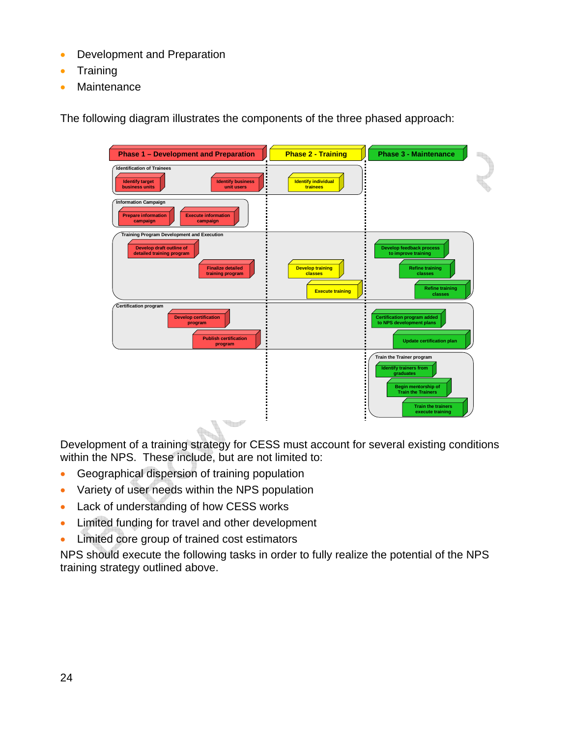- Development and Preparation
- Training
- Maintenance

The following diagram illustrates the components of the three phased approach:

| | Phase 1 – Development and Preparation | Phase 2 - Training | Phase 3 - Maintenance |
|---|---|---|---|
| Identification of Trainees | Identify target business units; Identify business unit users | Identify individual trainees | |
| Information Campaign | Prepare information campaign; Execute information campaign | | |
| Training Program Development and Execution | Develop draft outline of detailed training program; Finalize detailed training program | Develop training classes; Execute training | Develop feedback process to improve training; Refine training classes; Refine training classes |
| Certification program | Develop certification program; Publish certification program | | Certification program added to NPS development plans; Update certification plan |
| Train the Trainer program | | | Identify trainers from graduates; Begin mentorship of Train the Trainers; Train the trainers execute training |

Development of a training strategy for CESS must account for several existing conditions within the NPS. These include, but are not limited to:

- Geographical dispersion of training population
- Variety of user needs within the NPS population
- Lack of understanding of how CESS works
- Limited funding for travel and other development
- Limited core group of trained cost estimators

NPS should execute the following tasks in order to fully realize the potential of the NPS training strategy outlined above.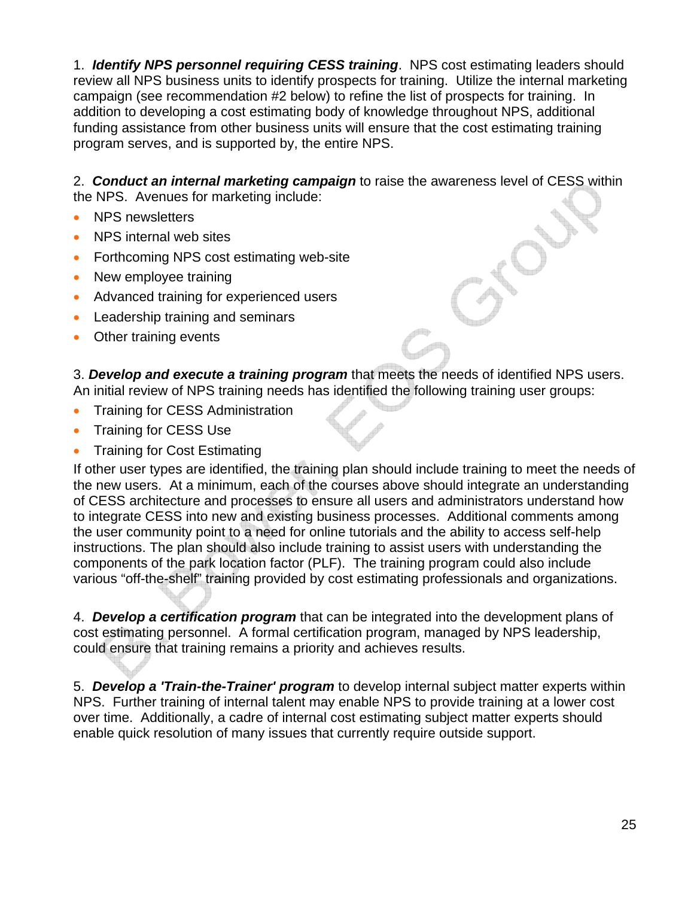1. ***Identify NPS personnel requiring CESS training***. NPS cost estimating leaders should review all NPS business units to identify prospects for training. Utilize the internal marketing campaign (see recommendation #2 below) to refine the list of prospects for training. In addition to developing a cost estimating body of knowledge throughout NPS, additional funding assistance from other business units will ensure that the cost estimating training program serves, and is supported by, the entire NPS.

2. ***Conduct an internal marketing campaign*** to raise the awareness level of CESS within the NPS. Avenues for marketing include:

- NPS newsletters
- NPS internal web sites
- Forthcoming NPS cost estimating web-site
- New employee training
- Advanced training for experienced users
- Leadership training and seminars
- Other training events

3. ***Develop and execute a training program*** that meets the needs of identified NPS users. An initial review of NPS training needs has identified the following training user groups:

- Training for CESS Administration
- Training for CESS Use
- Training for Cost Estimating

If other user types are identified, the training plan should include training to meet the needs of the new users. At a minimum, each of the courses above should integrate an understanding of CESS architecture and processes to ensure all users and administrators understand how to integrate CESS into new and existing business processes. Additional comments among the user community point to a need for online tutorials and the ability to access self-help instructions. The plan should also include training to assist users with understanding the components of the park location factor (PLF). The training program could also include various "off-the-shelf" training provided by cost estimating professionals and organizations.

4. ***Develop a certification program*** that can be integrated into the development plans of cost estimating personnel. A formal certification program, managed by NPS leadership, could ensure that training remains a priority and achieves results.

5. ***Develop a 'Train-the-Trainer' program*** to develop internal subject matter experts within NPS. Further training of internal talent may enable NPS to provide training at a lower cost over time. Additionally, a cadre of internal cost estimating subject matter experts should enable quick resolution of many issues that currently require outside support.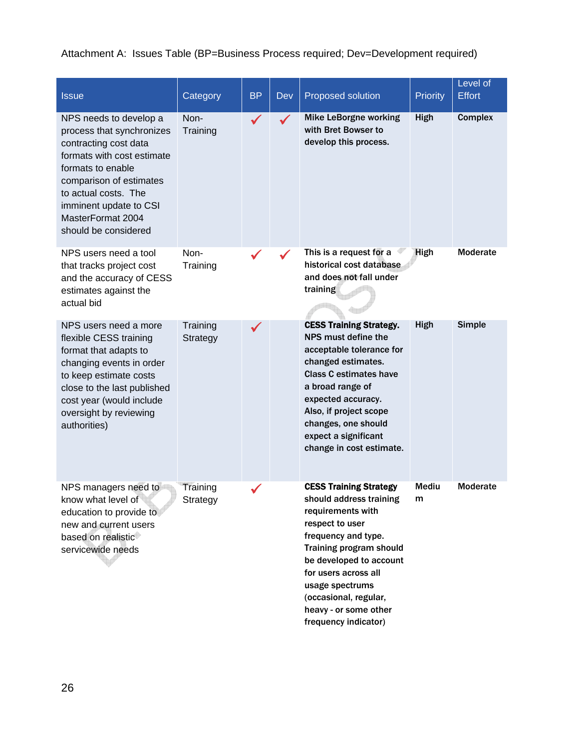Attachment A: Issues Table (BP=Business Process required; Dev=Development required)

| Issue | Category | BP | Dev | Proposed solution | Priority | Level of Effort |
|---|---|---|---|---|---|---|
| NPS needs to develop a process that synchronizes contracting cost data formats with cost estimate formats to enable comparison of estimates to actual costs. The imminent update to CSI MasterFormat 2004 should be considered | Non-Training | ✓ | ✓ | **Mike LeBorgne working with Bret Bowser to develop this process.** | **High** | **Complex** |
| NPS users need a tool that tracks project cost and the accuracy of CESS estimates against the actual bid | Non-Training | ✓ | ✓ | **This is a request for a historical cost database and does not fall under training** | **High** | **Moderate** |
| NPS users need a more flexible CESS training format that adapts to changing events in order to keep estimate costs close to the last published cost year (would include oversight by reviewing authorities) | Training Strategy | ✓ | | **CESS Training Strategy. NPS must define the acceptable tolerance for changed estimates. Class C estimates have a broad range of expected accuracy. Also, if project scope changes, one should expect a significant change in cost estimate.** | **High** | **Simple** |
| NPS managers need to know what level of education to provide to new and current users based on realistic servicewide needs | Training Strategy | ✓ | | **CESS Training Strategy should address training requirements with respect to user frequency and type. Training program should be developed to account for users across all usage spectrums (occasional, regular, heavy - or some other frequency indicator)** | **Medium** | **Moderate** |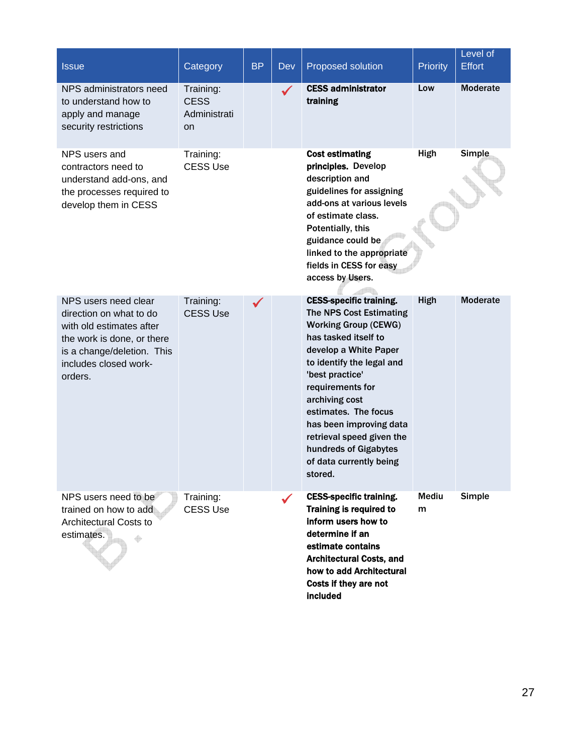| Issue | Category | BP | Dev | Proposed solution | Priority | Level of Effort |
|---|---|---|---|---|---|---|
| NPS administrators need to understand how to apply and manage security restrictions | Training: CESS Administration | | ✓ | **CESS administrator training** | Low | Moderate |
| NPS users and contractors need to understand add-ons, and the processes required to develop them in CESS | Training: CESS Use | | | **Cost estimating principles.** Develop description and guidelines for assigning add-ons at various levels of estimate class. Potentially, this guidance could be linked to the appropriate fields in CESS for easy access by Users. | High | Simple |
| NPS users need clear direction on what to do with old estimates after the work is done, or there is a change/deletion. This includes closed work-orders. | Training: CESS Use | ✓ | | **CESS-specific training.** The NPS Cost Estimating Working Group (CEWG) has tasked itself to develop a White Paper to identify the legal and 'best practice' requirements for archiving cost estimates. The focus has been improving data retrieval speed given the hundreds of Gigabytes of data currently being stored. | High | Moderate |
| NPS users need to be trained on how to add Architectural Costs to estimates. | Training: CESS Use | | ✓ | **CESS-specific training. Training is required to inform users how to determine if an estimate contains Architectural Costs, and how to add Architectural Costs if they are not included** | Medium | Simple |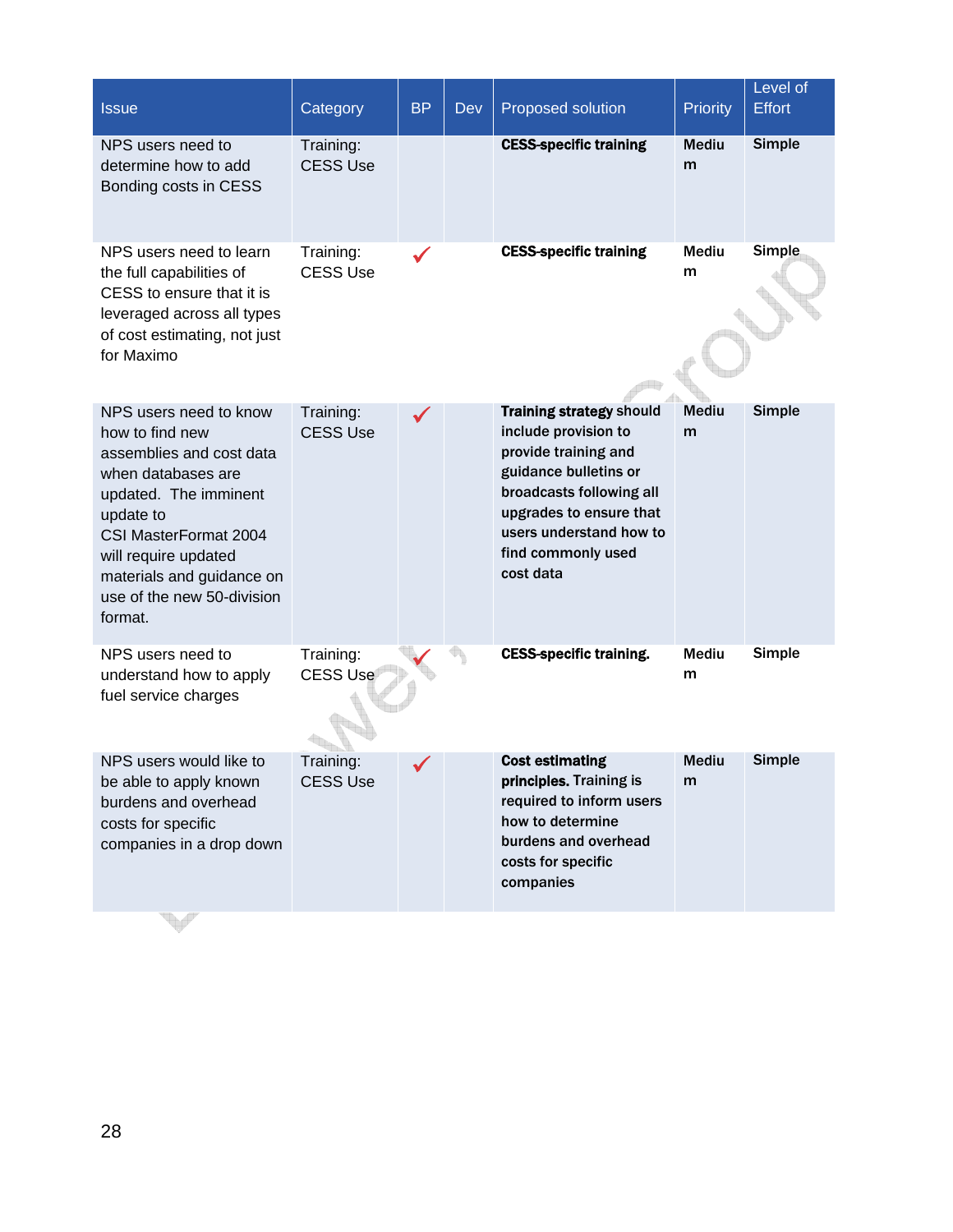| Issue | Category | BP | Dev | Proposed solution | Priority | Level of Effort |
|---|---|---|---|---|---|---|
| NPS users need to determine how to add Bonding costs in CESS | Training: CESS Use | | | **CESS-specific training** | Medium | Simple |
| NPS users need to learn the full capabilities of CESS to ensure that it is leveraged across all types of cost estimating, not just for Maximo | Training: CESS Use | ✓ | | **CESS-specific training** | Medium | Simple |
| NPS users need to know how to find new assemblies and cost data when databases are updated. The imminent update to CSI MasterFormat 2004 will require updated materials and guidance on use of the new 50-division format. | Training: CESS Use | ✓ | | **Training strategy** should include provision to provide training and guidance bulletins or broadcasts following all upgrades to ensure that users understand how to find commonly used cost data | Medium | Simple |
| NPS users need to understand how to apply fuel service charges | Training: CESS Use | ✓ | | **CESS-specific training.** | Medium | Simple |
| NPS users would like to be able to apply known burdens and overhead costs for specific companies in a drop down | Training: CESS Use | ✓ | | **Cost estimating principles.** Training is required to inform users how to determine burdens and overhead costs for specific companies | Medium | Simple |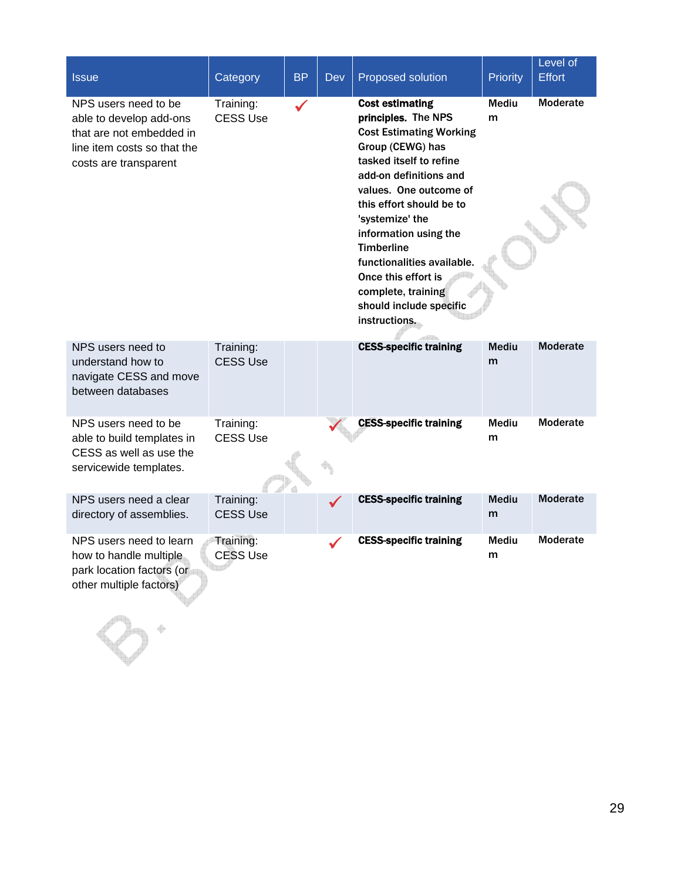| Issue | Category | BP | Dev | Proposed solution | Priority | Level of Effort |
|---|---|---|---|---|---|---|
| NPS users need to be able to develop add-ons that are not embedded in line item costs so that the costs are transparent | Training: CESS Use | ✓ | | **Cost estimating principles.** The NPS Cost Estimating Working Group (CEWG) has tasked itself to refine add-on definitions and values. One outcome of this effort should be to 'systemize' the information using the Timberline functionalities available. Once this effort is complete, training should include specific instructions. | Medium | Moderate |
| NPS users need to understand how to navigate CESS and move between databases | Training: CESS Use | | | **CESS-specific training** | Medium | Moderate |
| NPS users need to be able to build templates in CESS as well as use the servicewide templates. | Training: CESS Use | | ✓ | **CESS-specific training** | Medium | Moderate |
| NPS users need a clear directory of assemblies. | Training: CESS Use | | ✓ | **CESS-specific training** | Medium | Moderate |
| NPS users need to learn how to handle multiple park location factors (or other multiple factors) | Training: CESS Use | | ✓ | **CESS-specific training** | Medium | Moderate |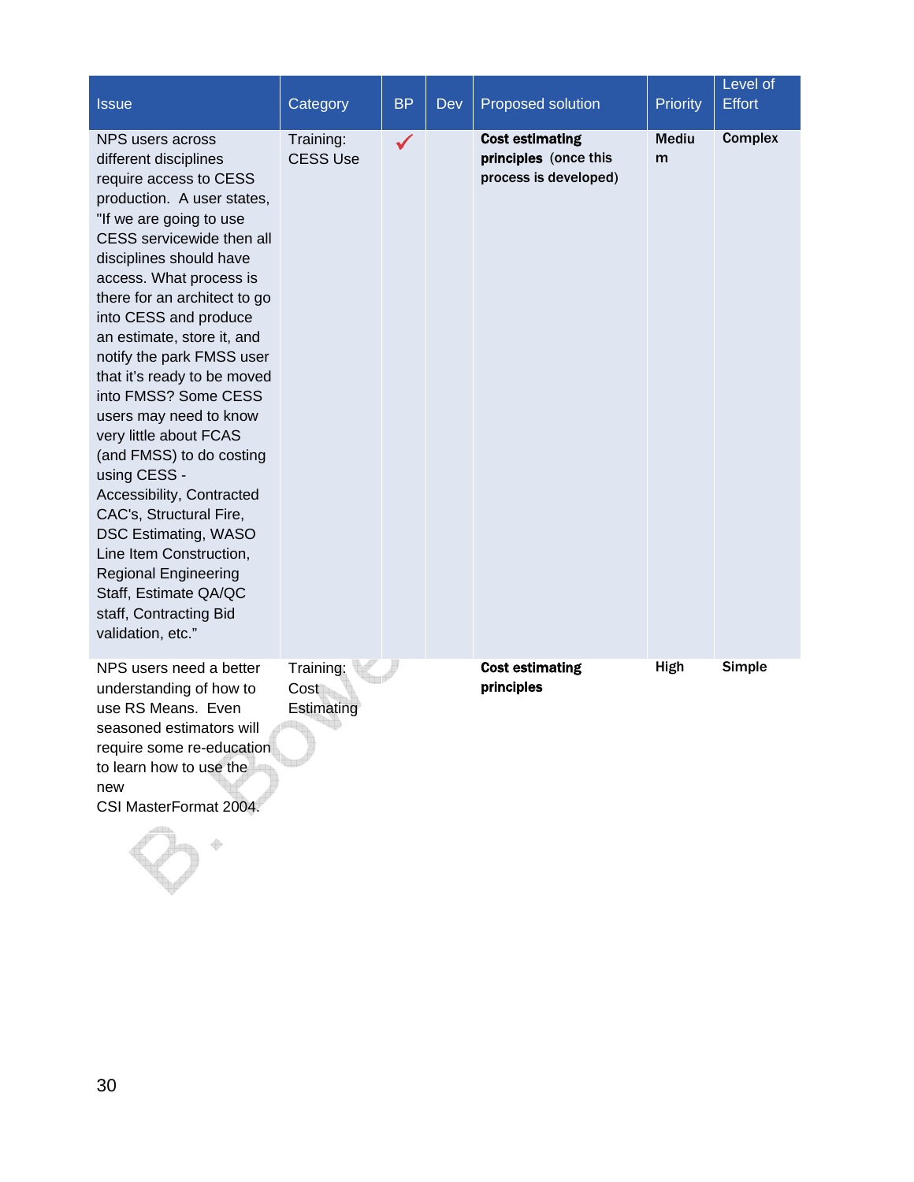| Issue | Category | BP | Dev | Proposed solution | Priority | Level of Effort |
|---|---|---|---|---|---|---|
| NPS users across different disciplines require access to CESS production. A user states, "If we are going to use CESS servicewide then all disciplines should have access. What process is there for an architect to go into CESS and produce an estimate, store it, and notify the park FMSS user that it's ready to be moved into FMSS? Some CESS users may need to know very little about FCAS (and FMSS) to do costing using CESS - Accessibility, Contracted CAC's, Structural Fire, DSC Estimating, WASO Line Item Construction, Regional Engineering Staff, Estimate QA/QC staff, Contracting Bid validation, etc." | Training: CESS Use | ✓ | | **Cost estimating principles** (once this process is developed) | Medium | Complex |
| NPS users need a better understanding of how to use RS Means. Even seasoned estimators will require some re-education to learn how to use the new CSI MasterFormat 2004. | Training: Cost Estimating | | | **Cost estimating principles** | High | Simple |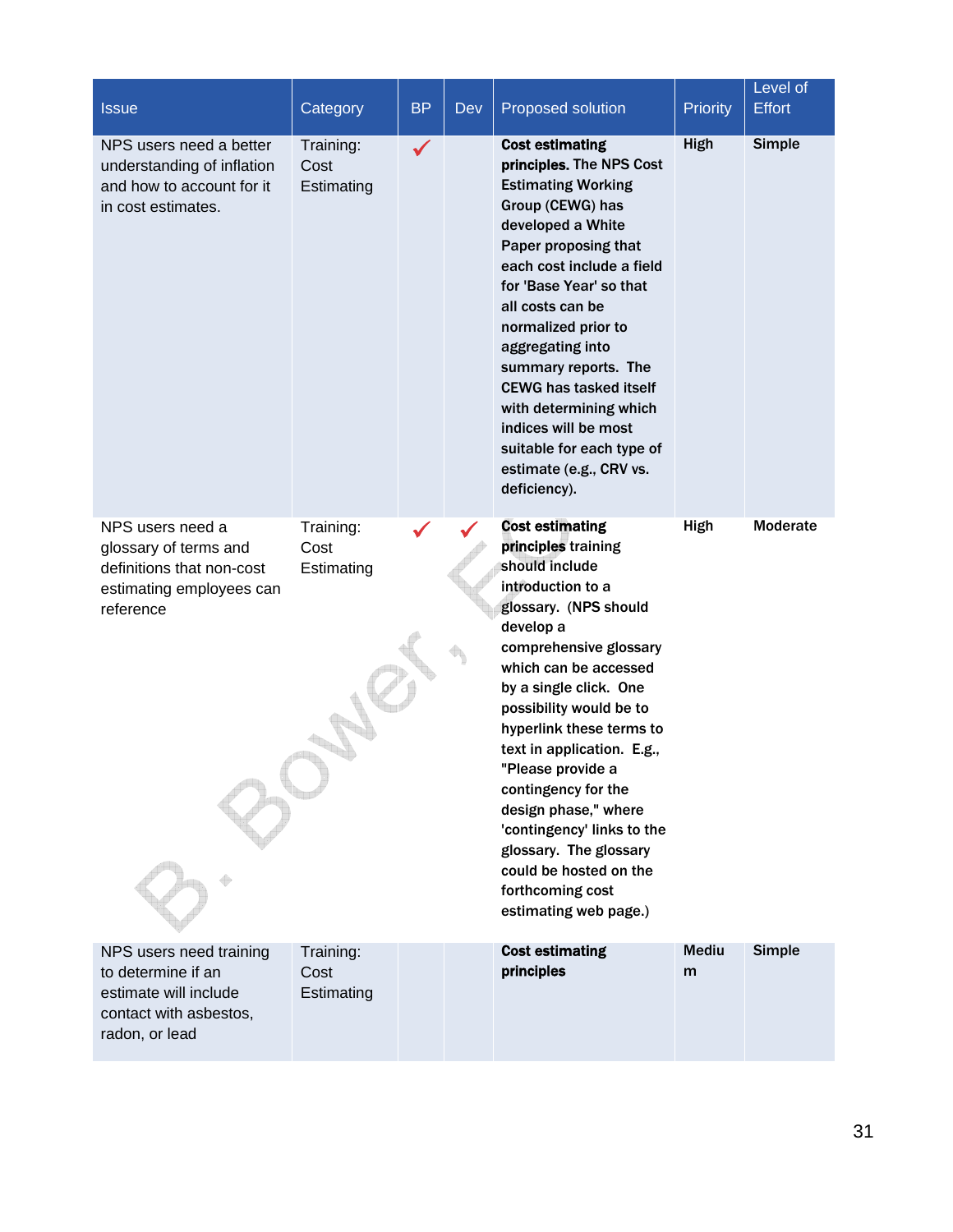| Issue | Category | BP | Dev | Proposed solution | Priority | Level of Effort |
|---|---|---|---|---|---|---|
| NPS users need a better understanding of inflation and how to account for it in cost estimates. | Training: Cost Estimating | ✓ | | **Cost estimating principles.** The NPS Cost Estimating Working Group (CEWG) has developed a White Paper proposing that each cost include a field for 'Base Year' so that all costs can be normalized prior to aggregating into summary reports. The CEWG has tasked itself with determining which indices will be most suitable for each type of estimate (e.g., CRV vs. deficiency). | High | Simple |
| NPS users need a glossary of terms and definitions that non-cost estimating employees can reference | Training: Cost Estimating | ✓ | ✓ | **Cost estimating principles** training should include introduction to a glossary. (NPS should develop a comprehensive glossary which can be accessed by a single click. One possibility would be to hyperlink these terms to text in application. E.g., "Please provide a contingency for the design phase," where 'contingency' links to the glossary. The glossary could be hosted on the forthcoming cost estimating web page.) | High | Moderate |
| NPS users need training to determine if an estimate will include contact with asbestos, radon, or lead | Training: Cost Estimating | | | **Cost estimating principles** | Medium | Simple |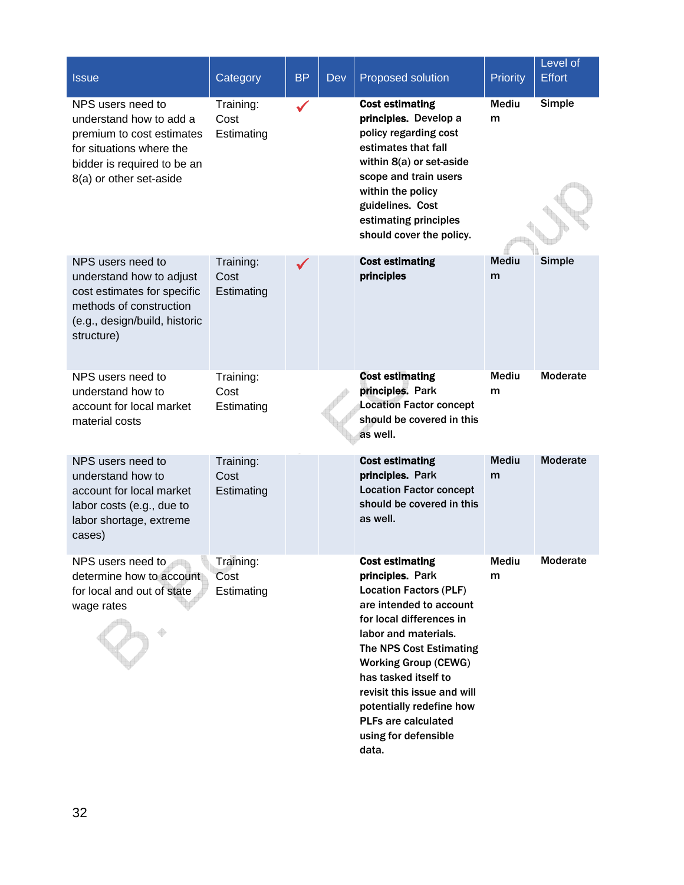| Issue | Category | BP | Dev | Proposed solution | Priority | Level of Effort |
|---|---|---|---|---|---|---|
| NPS users need to understand how to add a premium to cost estimates for situations where the bidder is required to be an 8(a) or other set-aside | Training: Cost Estimating | ✓ | | **Cost estimating principles.** Develop a policy regarding cost estimates that fall within 8(a) or set-aside scope and train users within the policy guidelines. Cost estimating principles should cover the policy. | Medium | Simple |
| NPS users need to understand how to adjust cost estimates for specific methods of construction (e.g., design/build, historic structure) | Training: Cost Estimating | ✓ | | **Cost estimating principles** | Medium | Simple |
| NPS users need to understand how to account for local market material costs | Training: Cost Estimating | | | **Cost estimating principles.** Park Location Factor concept should be covered in this as well. | Medium | Moderate |
| NPS users need to understand how to account for local market labor costs (e.g., due to labor shortage, extreme cases) | Training: Cost Estimating | | | **Cost estimating principles.** Park Location Factor concept should be covered in this as well. | Medium | Moderate |
| NPS users need to determine how to account for local and out of state wage rates | Training: Cost Estimating | | | **Cost estimating principles.** Park Location Factors (PLF) are intended to account for local differences in labor and materials. The NPS Cost Estimating Working Group (CEWG) has tasked itself to revisit this issue and will potentially redefine how PLFs are calculated using for defensible data. | Medium | Moderate |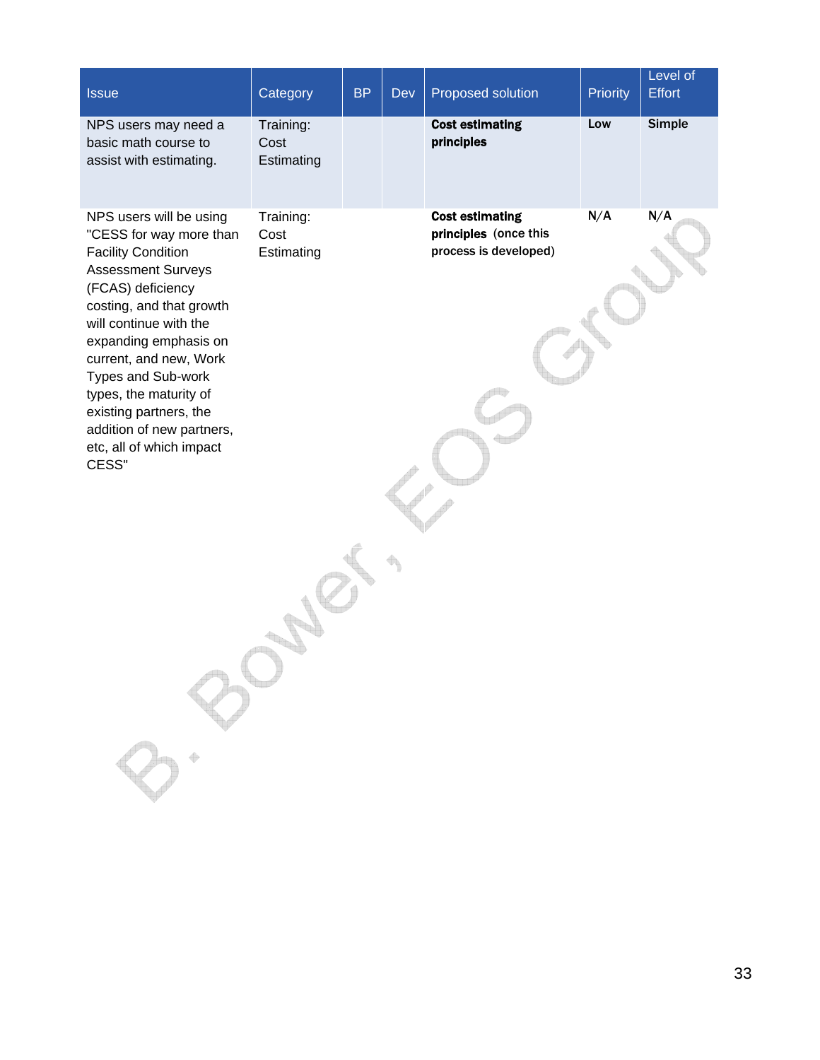| Issue | Category | BP | Dev | Proposed solution | Priority | Level of Effort |
|---|---|---|---|---|---|---|
| NPS users may need a basic math course to assist with estimating. | Training: Cost Estimating | | | **Cost estimating principles** | Low | Simple |
| NPS users will be using "CESS for way more than Facility Condition Assessment Surveys (FCAS) deficiency costing, and that growth will continue with the expanding emphasis on current, and new, Work Types and Sub-work types, the maturity of existing partners, the addition of new partners, etc, all of which impact CESS" | Training: Cost Estimating | | | **Cost estimating principles** (once this process is developed) | N/A | N/A |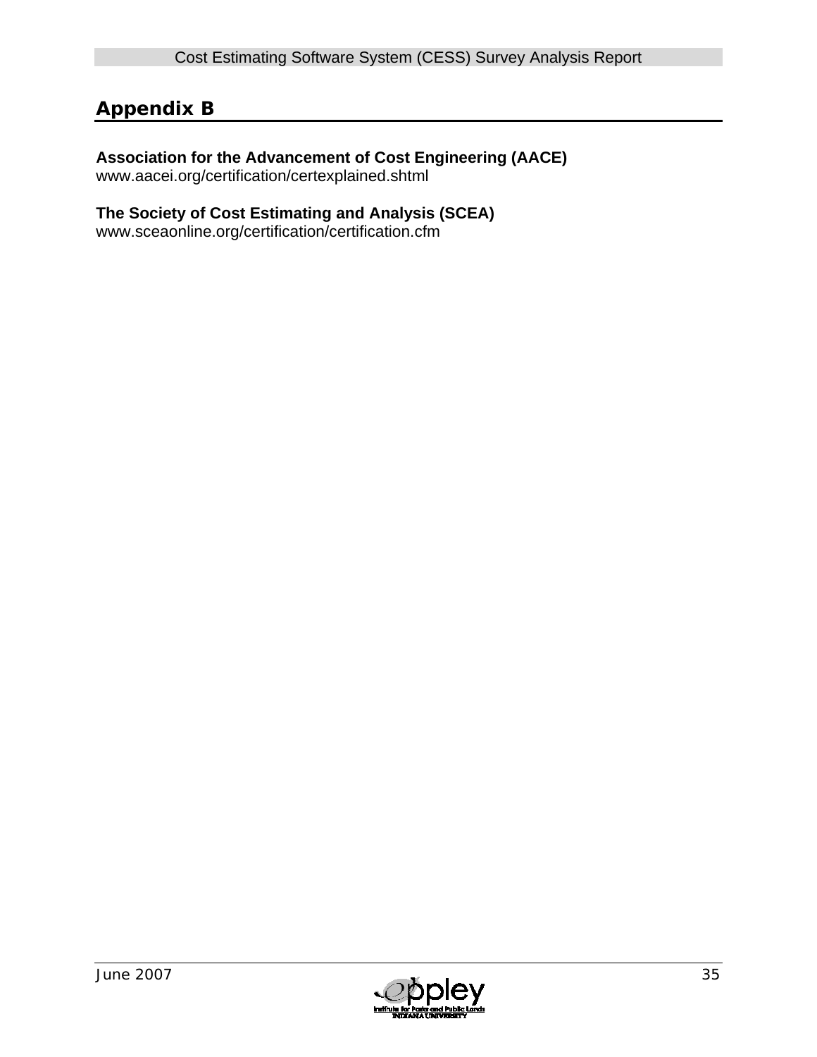## Appendix B

**Association for the Advancement of Cost Engineering (AACE)**
www.aacei.org/certification/certexplained.shtml

**The Society of Cost Estimating and Analysis (SCEA)**
www.sceaonline.org/certification/certification.cfm